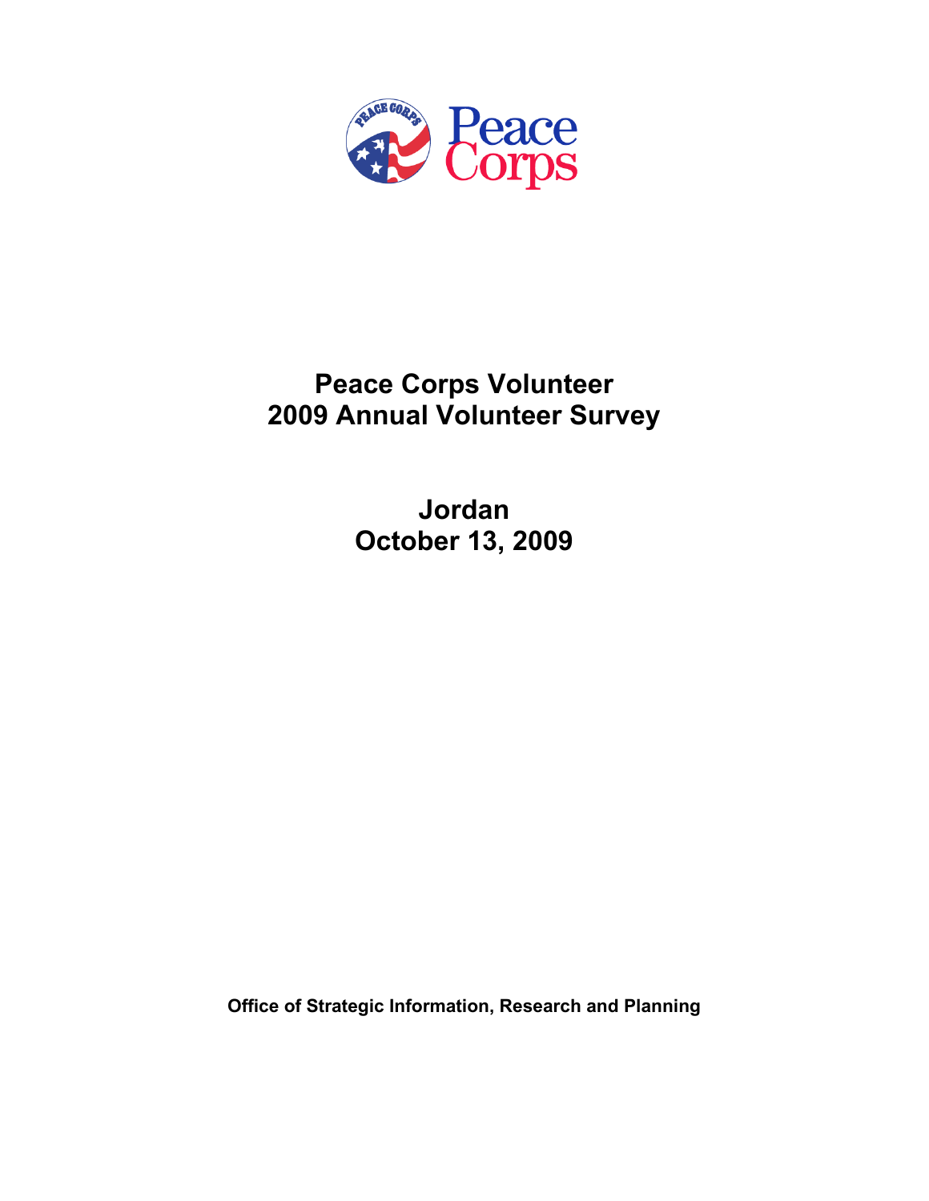Peace Corps

# Peace Corps Volunteer
# 2009 Annual Volunteer Survey

## Jordan
## October 13, 2009

**Office of Strategic Information, Research and Planning**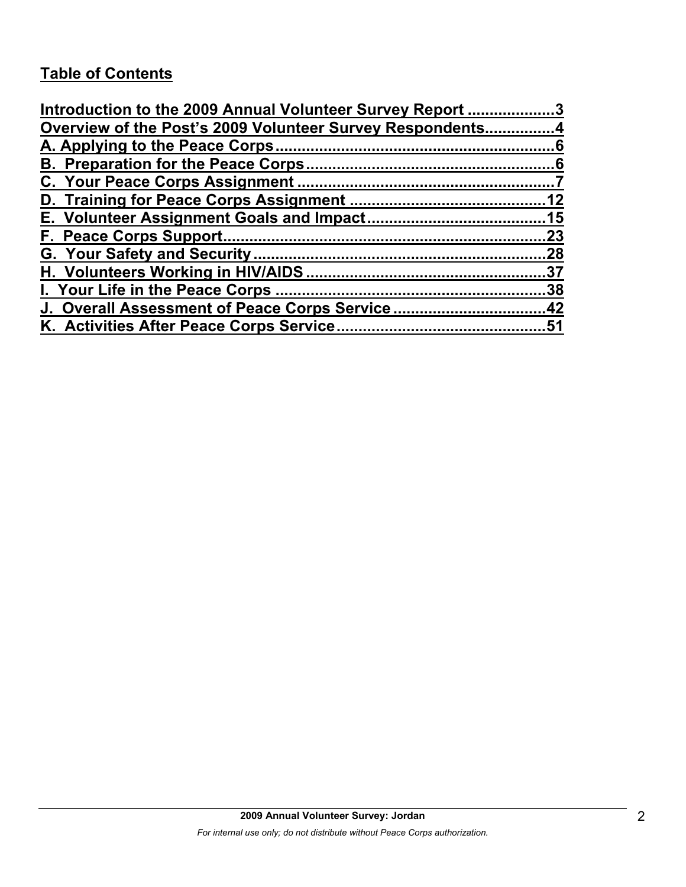## Table of Contents

Introduction to the 2009 Annual Volunteer Survey Report ....................3
Overview of the Post's 2009 Volunteer Survey Respondents................4
A. Applying to the Peace Corps.................................................................6
B. Preparation for the Peace Corps.........................................................6
C. Your Peace Corps Assignment ............................................................7
D. Training for Peace Corps Assignment ..............................................12
E. Volunteer Assignment Goals and Impact..........................................15
F. Peace Corps Support...........................................................................23
G. Your Safety and Security ....................................................................28
H. Volunteers Working in HIV/AIDS .......................................................37
I. Your Life in the Peace Corps ...............................................................38
J. Overall Assessment of Peace Corps Service ....................................42
K. Activities After Peace Corps Service.................................................51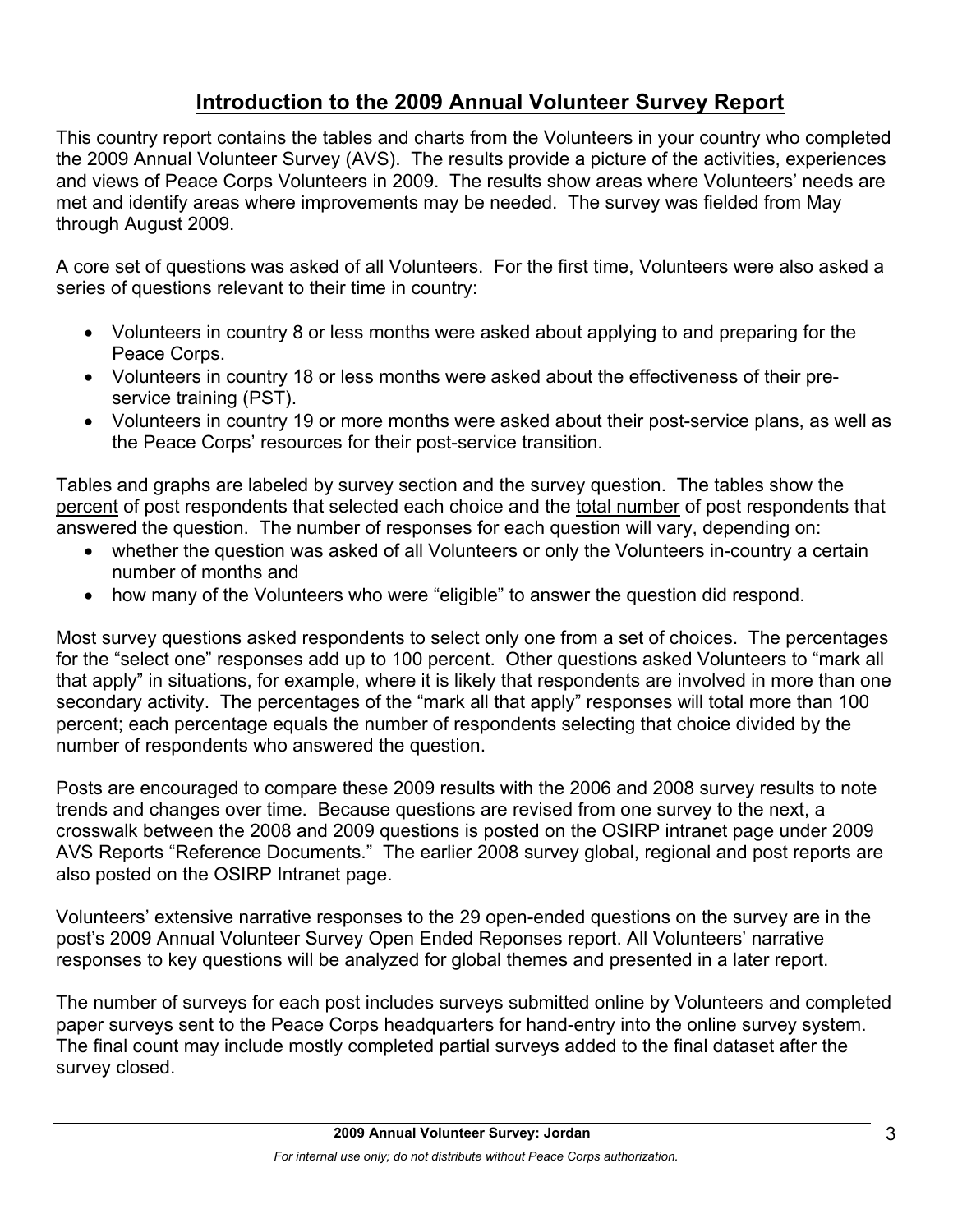# Introduction to the 2009 Annual Volunteer Survey Report

This country report contains the tables and charts from the Volunteers in your country who completed the 2009 Annual Volunteer Survey (AVS). The results provide a picture of the activities, experiences and views of Peace Corps Volunteers in 2009. The results show areas where Volunteers' needs are met and identify areas where improvements may be needed. The survey was fielded from May through August 2009.

A core set of questions was asked of all Volunteers. For the first time, Volunteers were also asked a series of questions relevant to their time in country:

- Volunteers in country 8 or less months were asked about applying to and preparing for the Peace Corps.
- Volunteers in country 18 or less months were asked about the effectiveness of their pre-service training (PST).
- Volunteers in country 19 or more months were asked about their post-service plans, as well as the Peace Corps' resources for their post-service transition.

Tables and graphs are labeled by survey section and the survey question. The tables show the percent of post respondents that selected each choice and the total number of post respondents that answered the question. The number of responses for each question will vary, depending on:

- whether the question was asked of all Volunteers or only the Volunteers in-country a certain number of months and
- how many of the Volunteers who were "eligible" to answer the question did respond.

Most survey questions asked respondents to select only one from a set of choices. The percentages for the "select one" responses add up to 100 percent. Other questions asked Volunteers to "mark all that apply" in situations, for example, where it is likely that respondents are involved in more than one secondary activity. The percentages of the "mark all that apply" responses will total more than 100 percent; each percentage equals the number of respondents selecting that choice divided by the number of respondents who answered the question.

Posts are encouraged to compare these 2009 results with the 2006 and 2008 survey results to note trends and changes over time. Because questions are revised from one survey to the next, a crosswalk between the 2008 and 2009 questions is posted on the OSIRP intranet page under 2009 AVS Reports "Reference Documents." The earlier 2008 survey global, regional and post reports are also posted on the OSIRP Intranet page.

Volunteers' extensive narrative responses to the 29 open-ended questions on the survey are in the post's 2009 Annual Volunteer Survey Open Ended Reponses report. All Volunteers' narrative responses to key questions will be analyzed for global themes and presented in a later report.

The number of surveys for each post includes surveys submitted online by Volunteers and completed paper surveys sent to the Peace Corps headquarters for hand-entry into the online survey system. The final count may include mostly completed partial surveys added to the final dataset after the survey closed.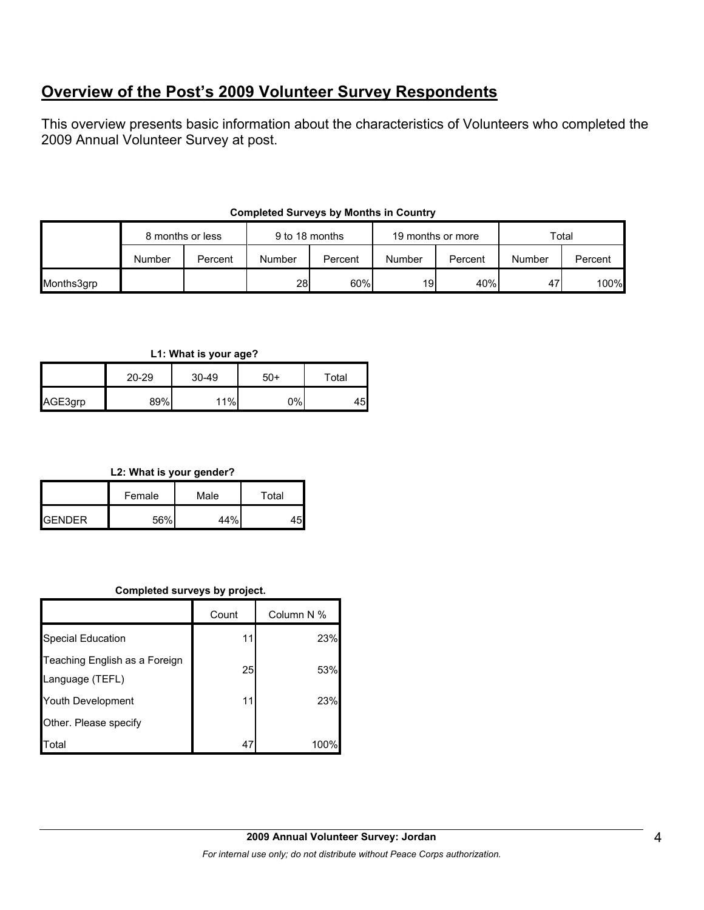## Overview of the Post's 2009 Volunteer Survey Respondents

This overview presents basic information about the characteristics of Volunteers who completed the 2009 Annual Volunteer Survey at post.

**Completed Surveys by Months in Country**

| | 8 months or less | | 9 to 18 months | | 19 months or more | | Total | |
|---|---|---|---|---|---|---|---|---|
| | Number | Percent | Number | Percent | Number | Percent | Number | Percent |
| Months3grp | | | 28 | 60% | 19 | 40% | 47 | 100% |

**L1: What is your age?**

| | 20-29 | 30-49 | 50+ | Total |
|---|---|---|---|---|
| AGE3grp | 89% | 11% | 0% | 45 |

**L2: What is your gender?**

| | Female | Male | Total |
|---|---|---|---|
| GENDER | 56% | 44% | 45 |

**Completed surveys by project.**

| | Count | Column N % |
|---|---|---|
| Special Education | 11 | 23% |
| Teaching English as a Foreign Language (TEFL) | 25 | 53% |
| Youth Development | 11 | 23% |
| Other. Please specify | | |
| Total | 47 | 100% |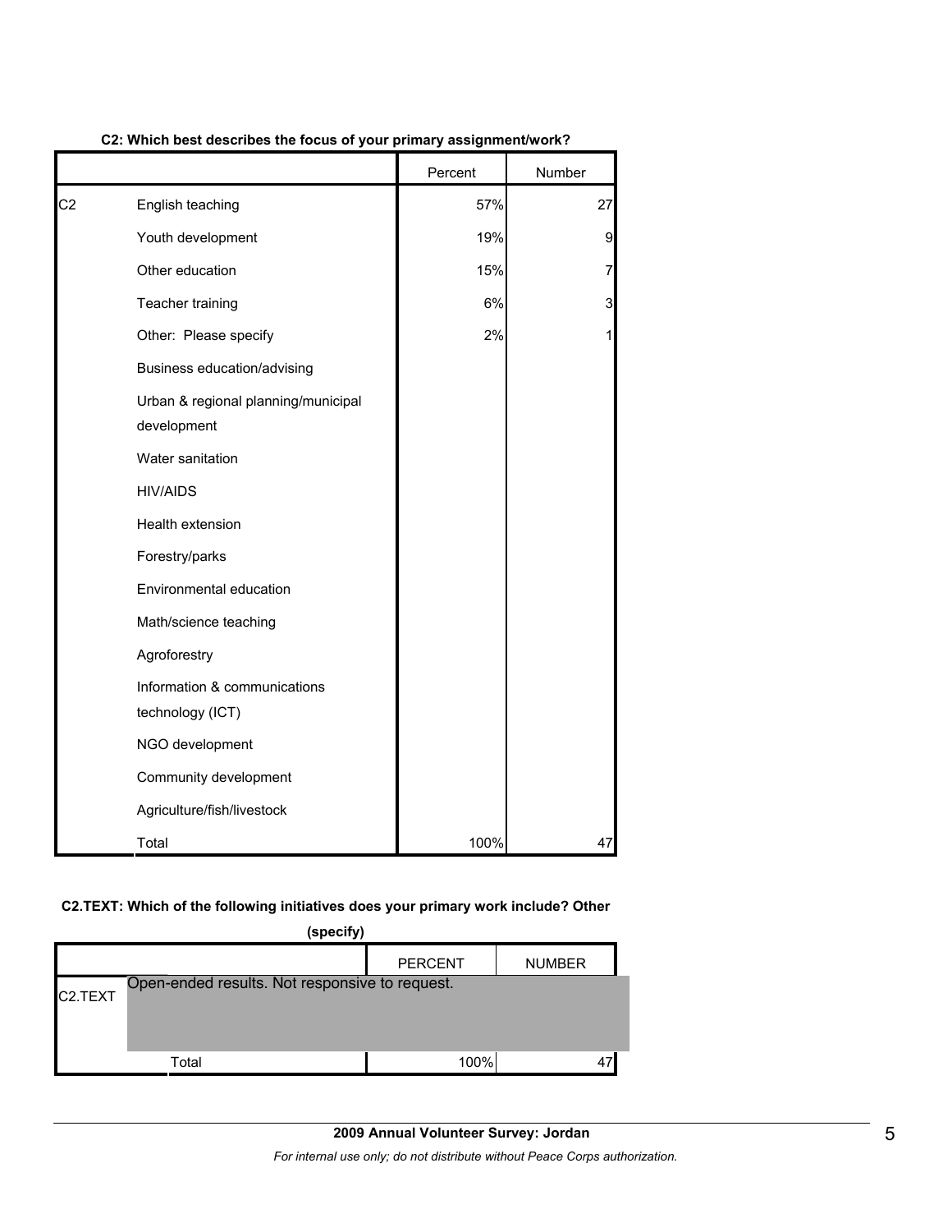**C2: Which best describes the focus of your primary assignment/work?**

| | | Percent | Number |
|---|---|---|---|
| C2 | English teaching | 57% | 27 |
| | Youth development | 19% | 9 |
| | Other education | 15% | 7 |
| | Teacher training | 6% | 3 |
| | Other: Please specify | 2% | 1 |
| | Business education/advising | | |
| | Urban & regional planning/municipal development | | |
| | Water sanitation | | |
| | HIV/AIDS | | |
| | Health extension | | |
| | Forestry/parks | | |
| | Environmental education | | |
| | Math/science teaching | | |
| | Agroforestry | | |
| | Information & communications technology (ICT) | | |
| | NGO development | | |
| | Community development | | |
| | Agriculture/fish/livestock | | |
| | Total | 100% | 47 |

**C2.TEXT: Which of the following initiatives does your primary work include? Other (specify)**

| | | PERCENT | NUMBER |
|---|---|---|---|
| C2.TEXT | Open-ended results. Not responsive to request. | | |
| | Total | 100% | 47 |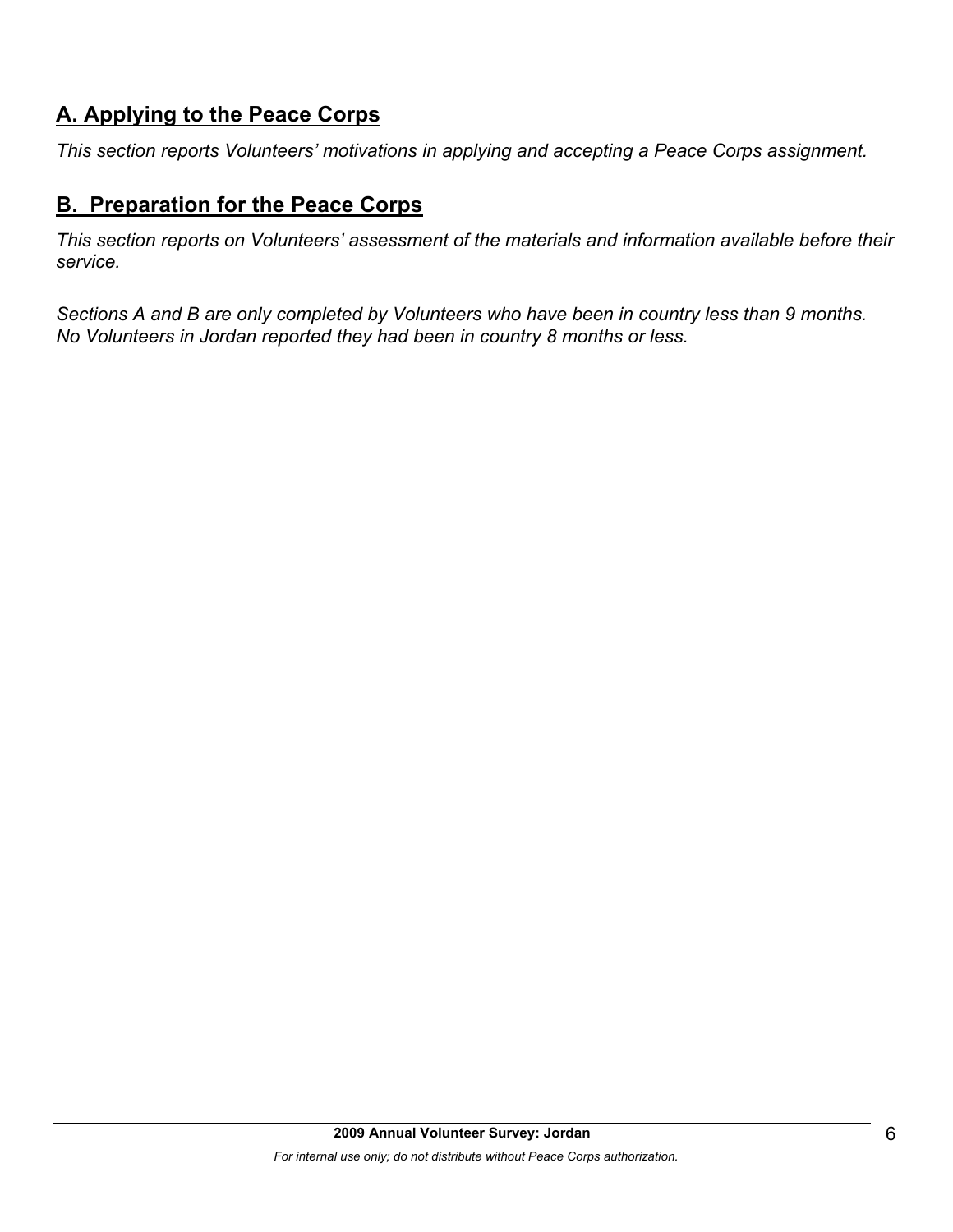## A. Applying to the Peace Corps

*This section reports Volunteers' motivations in applying and accepting a Peace Corps assignment.*

## B. Preparation for the Peace Corps

*This section reports on Volunteers' assessment of the materials and information available before their service.*

*Sections A and B are only completed by Volunteers who have been in country less than 9 months. No Volunteers in Jordan reported they had been in country 8 months or less.*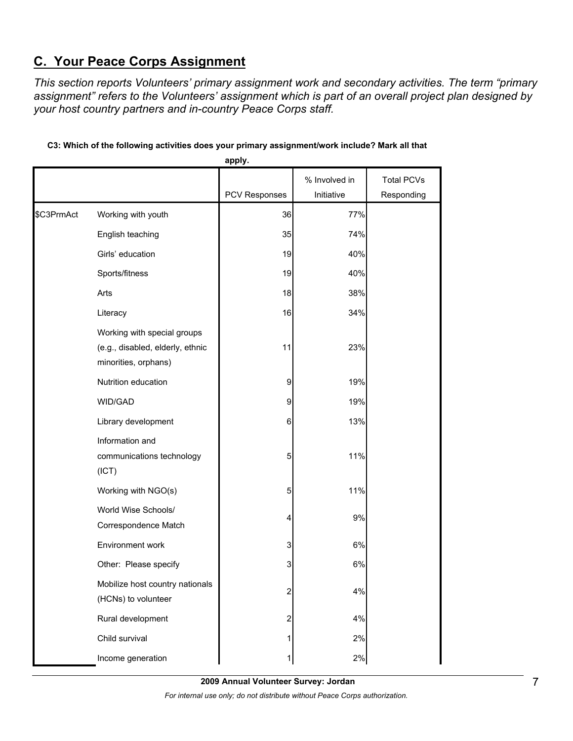## C. Your Peace Corps Assignment

*This section reports Volunteers' primary assignment work and secondary activities. The term "primary assignment" refers to the Volunteers' assignment which is part of an overall project plan designed by your host country partners and in-country Peace Corps staff.*

**C3: Which of the following activities does your primary assignment/work include? Mark all that apply.**

| | | PCV Responses | % Involved in Initiative | Total PCVs Responding |
|---|---|---|---|---|
| $C3PrmAct | Working with youth | 36 | 77% | |
| | English teaching | 35 | 74% | |
| | Girls' education | 19 | 40% | |
| | Sports/fitness | 19 | 40% | |
| | Arts | 18 | 38% | |
| | Literacy | 16 | 34% | |
| | Working with special groups (e.g., disabled, elderly, ethnic minorities, orphans) | 11 | 23% | |
| | Nutrition education | 9 | 19% | |
| | WID/GAD | 9 | 19% | |
| | Library development | 6 | 13% | |
| | Information and communications technology (ICT) | 5 | 11% | |
| | Working with NGO(s) | 5 | 11% | |
| | World Wise Schools/ Correspondence Match | 4 | 9% | |
| | Environment work | 3 | 6% | |
| | Other: Please specify | 3 | 6% | |
| | Mobilize host country nationals (HCNs) to volunteer | 2 | 4% | |
| | Rural development | 2 | 4% | |
| | Child survival | 1 | 2% | |
| | Income generation | 1 | 2% | |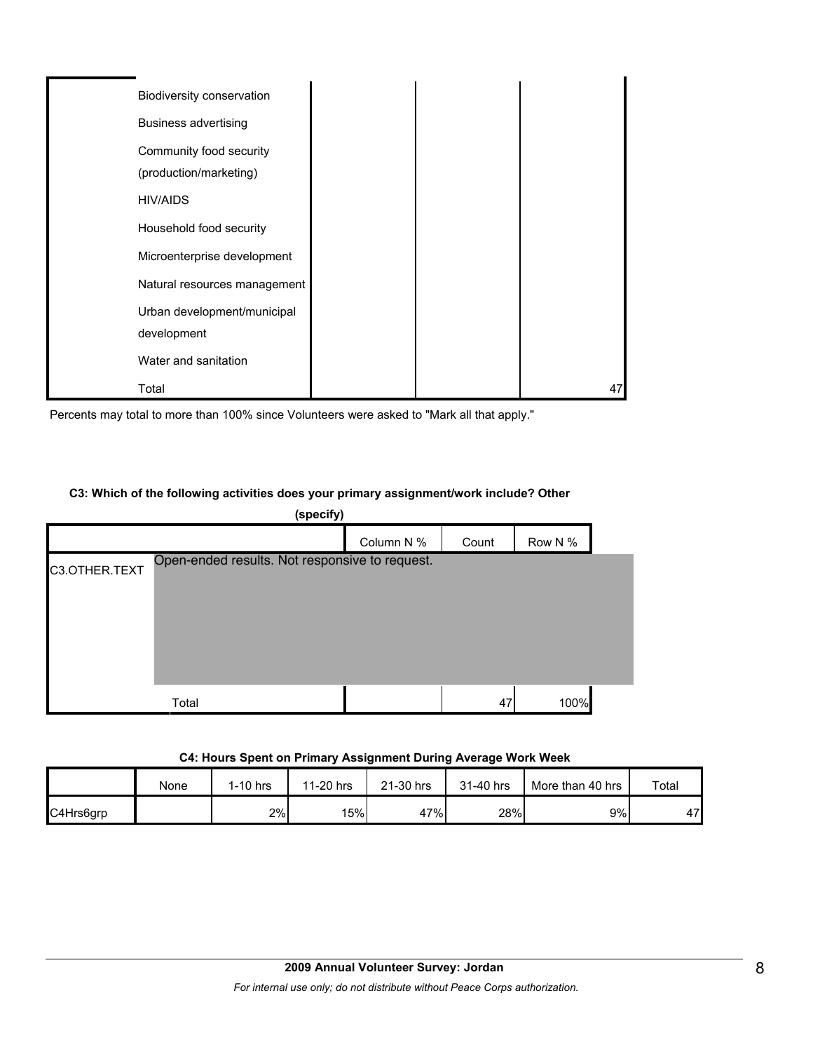| | | | |
|---|---|---|---|
| Biodiversity conservation | | | |
| Business advertising | | | |
| Community food security (production/marketing) | | | |
| HIV/AIDS | | | |
| Household food security | | | |
| Microenterprise development | | | |
| Natural resources management | | | |
| Urban development/municipal development | | | |
| Water and sanitation | | | |
| Total | | | 47 |

Percents may total to more than 100% since Volunteers were asked to "Mark all that apply."

**C3: Which of the following activities does your primary assignment/work include? Other (specify)**

| | | Column N % | Count | Row N % |
|---|---|---|---|---|
| C3.OTHER.TEXT | Open-ended results. Not responsive to request. | | | |
| | Total | | 47 | 100% |

**C4: Hours Spent on Primary Assignment During Average Work Week**

| | None | 1-10 hrs | 11-20 hrs | 21-30 hrs | 31-40 hrs | More than 40 hrs | Total |
|---|---|---|---|---|---|---|---|
| C4Hrs6grp | | 2% | 15% | 47% | 28% | 9% | 47 |

**2009 Annual Volunteer Survey: Jordan**

*For internal use only; do not distribute without Peace Corps authorization.*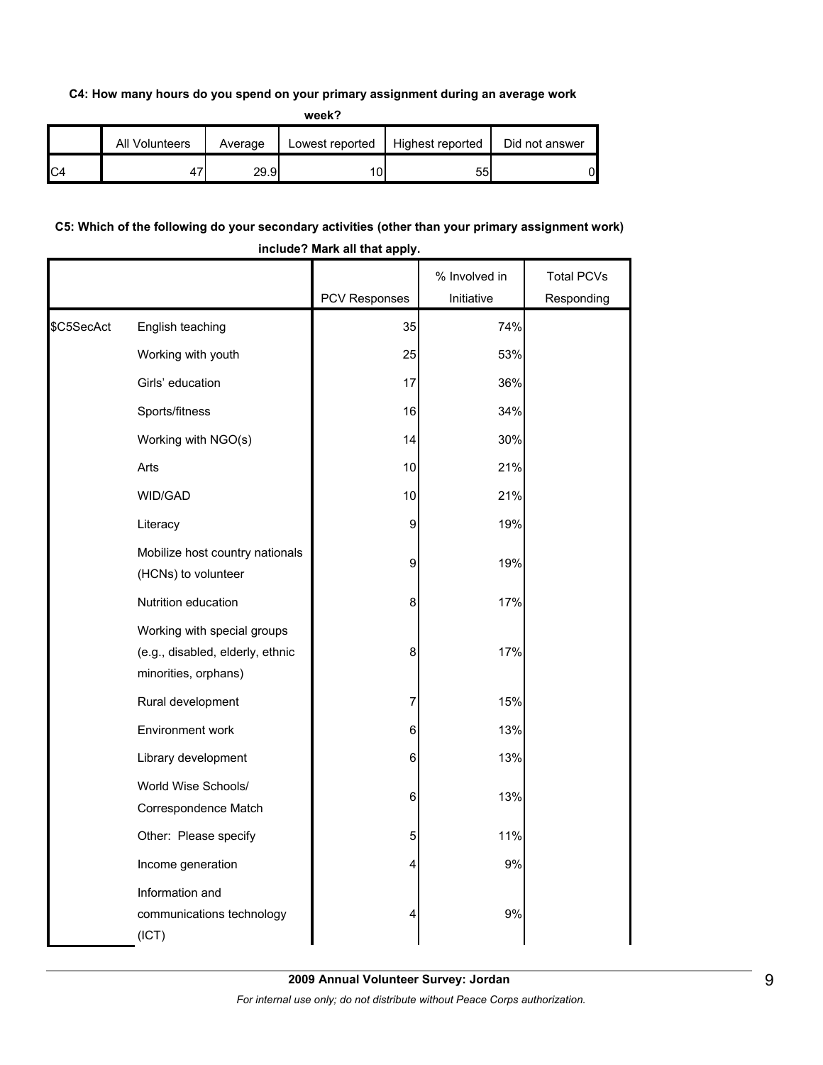**C4: How many hours do you spend on your primary assignment during an average work week?**

| | All Volunteers | Average | Lowest reported | Highest reported | Did not answer |
|---|---|---|---|---|---|
| C4 | 47 | 29.9 | 10 | 55 | 0 |

**C5: Which of the following do your secondary activities (other than your primary assignment work) include? Mark all that apply.**

| | | PCV Responses | % Involved in Initiative | Total PCVs Responding |
|---|---|---|---|---|
| $C5SecAct | English teaching | 35 | 74% | |
| | Working with youth | 25 | 53% | |
| | Girls' education | 17 | 36% | |
| | Sports/fitness | 16 | 34% | |
| | Working with NGO(s) | 14 | 30% | |
| | Arts | 10 | 21% | |
| | WID/GAD | 10 | 21% | |
| | Literacy | 9 | 19% | |
| | Mobilize host country nationals (HCNs) to volunteer | 9 | 19% | |
| | Nutrition education | 8 | 17% | |
| | Working with special groups (e.g., disabled, elderly, ethnic minorities, orphans) | 8 | 17% | |
| | Rural development | 7 | 15% | |
| | Environment work | 6 | 13% | |
| | Library development | 6 | 13% | |
| | World Wise Schools/ Correspondence Match | 6 | 13% | |
| | Other: Please specify | 5 | 11% | |
| | Income generation | 4 | 9% | |
| | Information and communications technology (ICT) | 4 | 9% | |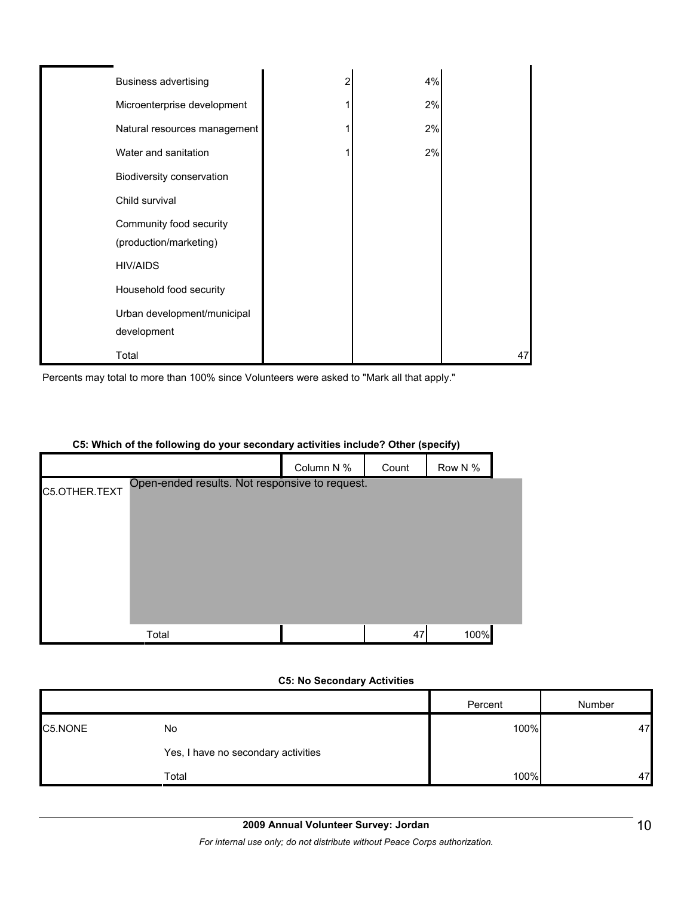| | | | | |
|---|---|---|---|---|
| | Business advertising | 2 | 4% | |
| | Microenterprise development | 1 | 2% | |
| | Natural resources management | 1 | 2% | |
| | Water and sanitation | 1 | 2% | |
| | Biodiversity conservation | | | |
| | Child survival | | | |
| | Community food security (production/marketing) | | | |
| | HIV/AIDS | | | |
| | Household food security | | | |
| | Urban development/municipal development | | | |
| | Total | | | 47 |

Percents may total to more than 100% since Volunteers were asked to "Mark all that apply."

**C5: Which of the following do your secondary activities include? Other (specify)**

| | | Column N % | Count | Row N % |
|---|---|---|---|---|
| C5.OTHER.TEXT | Open-ended results. Not responsive to request. | | | |
| | Total | | 47 | 100% |

**C5: No Secondary Activities**

| | | Percent | Number |
|---|---|---|---|
| C5.NONE | No | 100% | 47 |
| | Yes, I have no secondary activities | | |
| | Total | 100% | 47 |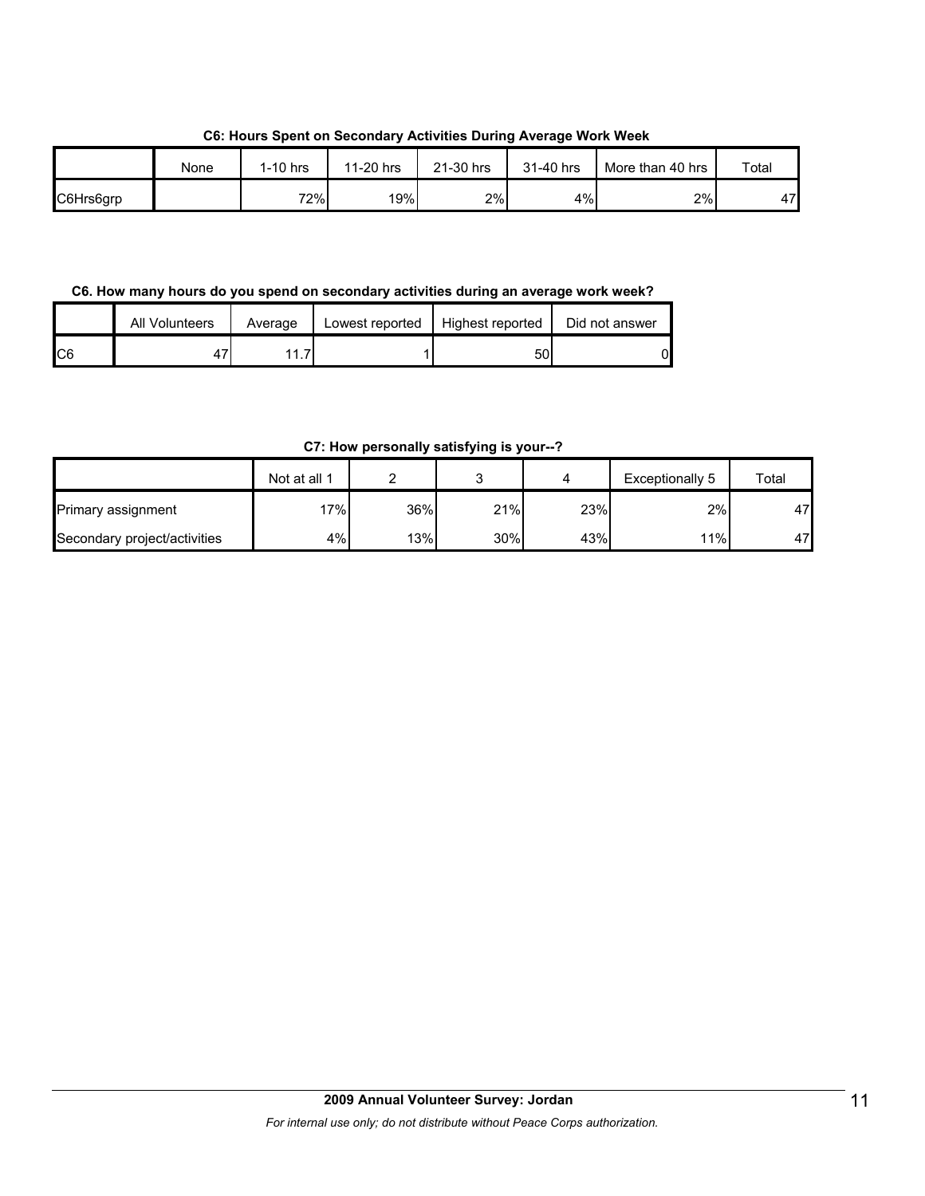**C6: Hours Spent on Secondary Activities During Average Work Week**

| | None | 1-10 hrs | 11-20 hrs | 21-30 hrs | 31-40 hrs | More than 40 hrs | Total |
|---|---|---|---|---|---|---|---|
| C6Hrs6grp | | 72% | 19% | 2% | 4% | 2% | 47 |

**C6. How many hours do you spend on secondary activities during an average work week?**

| | All Volunteers | Average | Lowest reported | Highest reported | Did not answer |
|---|---|---|---|---|---|
| C6 | 47 | 11.7 | 1 | 50 | 0 |

**C7: How personally satisfying is your--?**

| | Not at all 1 | 2 | 3 | 4 | Exceptionally 5 | Total |
|---|---|---|---|---|---|---|
| Primary assignment | 17% | 36% | 21% | 23% | 2% | 47 |
| Secondary project/activities | 4% | 13% | 30% | 43% | 11% | 47 |

**2009 Annual Volunteer Survey: Jordan**

*For internal use only; do not distribute without Peace Corps authorization.*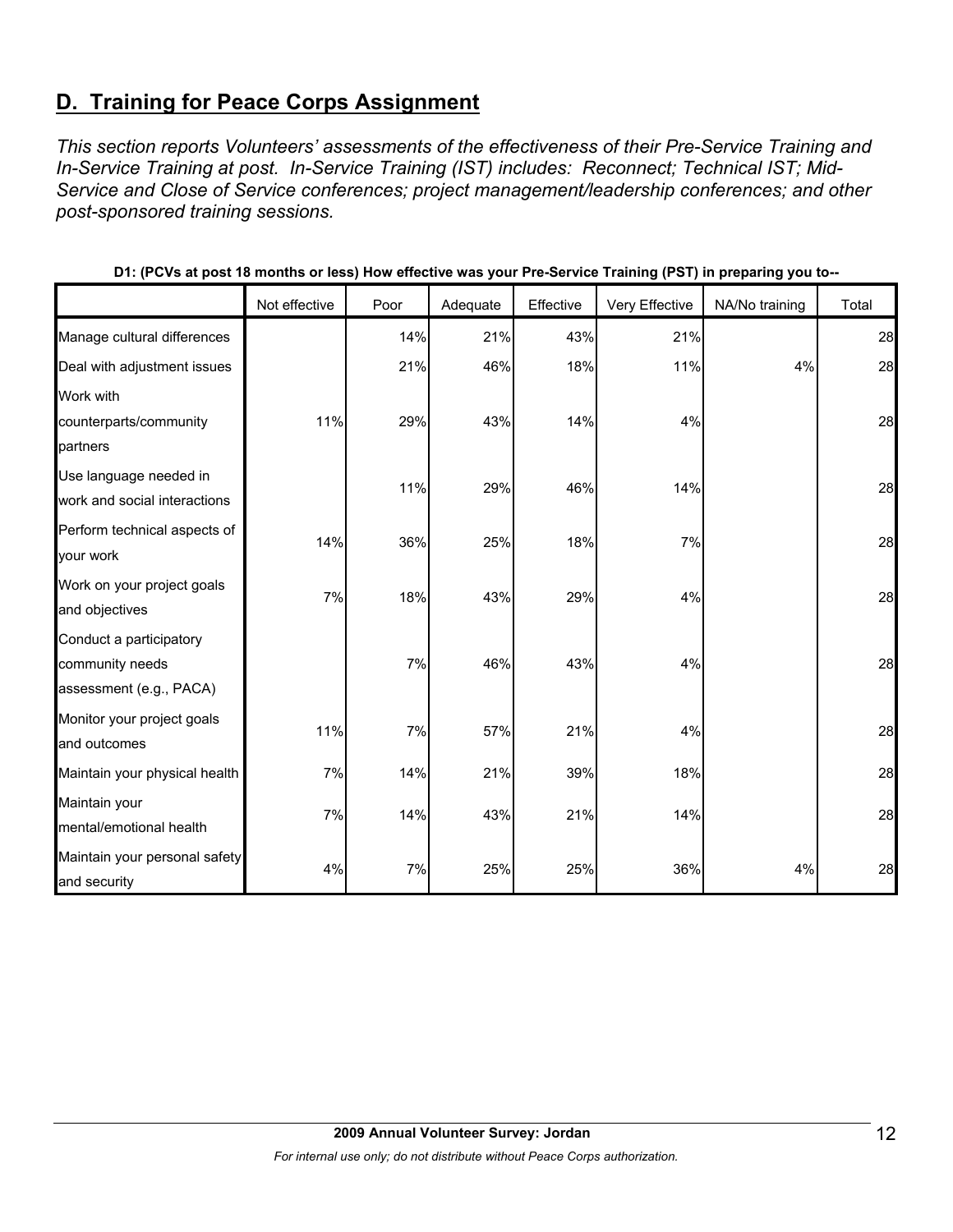## D. Training for Peace Corps Assignment

*This section reports Volunteers' assessments of the effectiveness of their Pre-Service Training and In-Service Training at post. In-Service Training (IST) includes: Reconnect; Technical IST; Mid-Service and Close of Service conferences; project management/leadership conferences; and other post-sponsored training sessions.*

**D1: (PCVs at post 18 months or less) How effective was your Pre-Service Training (PST) in preparing you to--**

| | Not effective | Poor | Adequate | Effective | Very Effective | NA/No training | Total |
|---|---|---|---|---|---|---|---|
| Manage cultural differences | | 14% | 21% | 43% | 21% | | 28 |
| Deal with adjustment issues | | 21% | 46% | 18% | 11% | 4% | 28 |
| Work with counterparts/community partners | 11% | 29% | 43% | 14% | 4% | | 28 |
| Use language needed in work and social interactions | | 11% | 29% | 46% | 14% | | 28 |
| Perform technical aspects of your work | 14% | 36% | 25% | 18% | 7% | | 28 |
| Work on your project goals and objectives | 7% | 18% | 43% | 29% | 4% | | 28 |
| Conduct a participatory community needs assessment (e.g., PACA) | | 7% | 46% | 43% | 4% | | 28 |
| Monitor your project goals and outcomes | 11% | 7% | 57% | 21% | 4% | | 28 |
| Maintain your physical health | 7% | 14% | 21% | 39% | 18% | | 28 |
| Maintain your mental/emotional health | 7% | 14% | 43% | 21% | 14% | | 28 |
| Maintain your personal safety and security | 4% | 7% | 25% | 25% | 36% | 4% | 28 |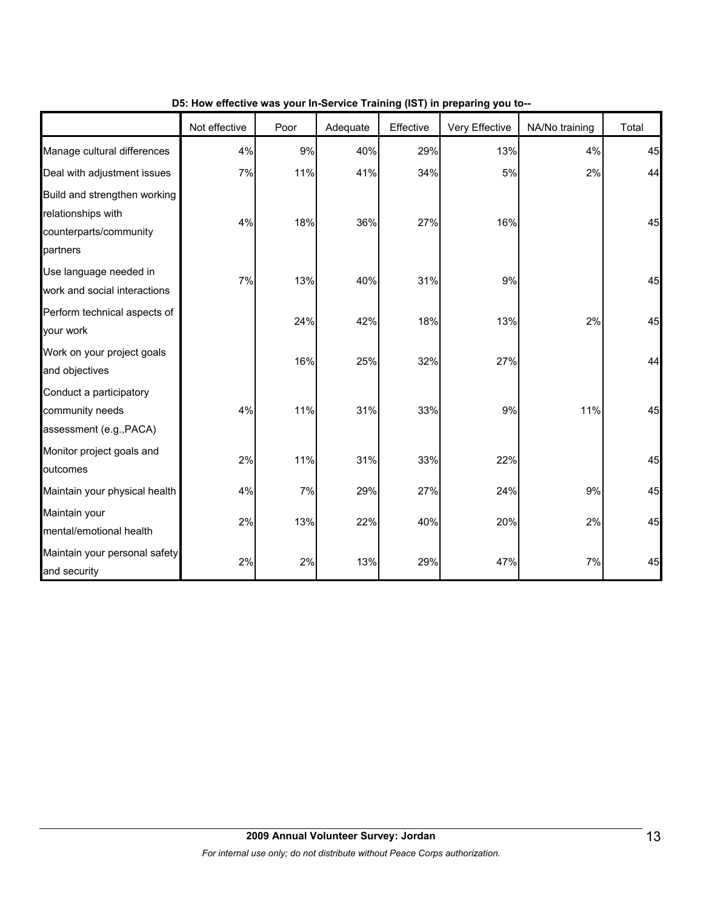**D5: How effective was your In-Service Training (IST) in preparing you to--**

| | Not effective | Poor | Adequate | Effective | Very Effective | NA/No training | Total |
|---|---|---|---|---|---|---|---|
| Manage cultural differences | 4% | 9% | 40% | 29% | 13% | 4% | 45 |
| Deal with adjustment issues | 7% | 11% | 41% | 34% | 5% | 2% | 44 |
| Build and strengthen working relationships with counterparts/community partners | 4% | 18% | 36% | 27% | 16% | | 45 |
| Use language needed in work and social interactions | 7% | 13% | 40% | 31% | 9% | | 45 |
| Perform technical aspects of your work | | 24% | 42% | 18% | 13% | 2% | 45 |
| Work on your project goals and objectives | | 16% | 25% | 32% | 27% | | 44 |
| Conduct a participatory community needs assessment (e.g.,PACA) | 4% | 11% | 31% | 33% | 9% | 11% | 45 |
| Monitor project goals and outcomes | 2% | 11% | 31% | 33% | 22% | | 45 |
| Maintain your physical health | 4% | 7% | 29% | 27% | 24% | 9% | 45 |
| Maintain your mental/emotional health | 2% | 13% | 22% | 40% | 20% | 2% | 45 |
| Maintain your personal safety and security | 2% | 2% | 13% | 29% | 47% | 7% | 45 |

**2009 Annual Volunteer Survey: Jordan**

*For internal use only; do not distribute without Peace Corps authorization.*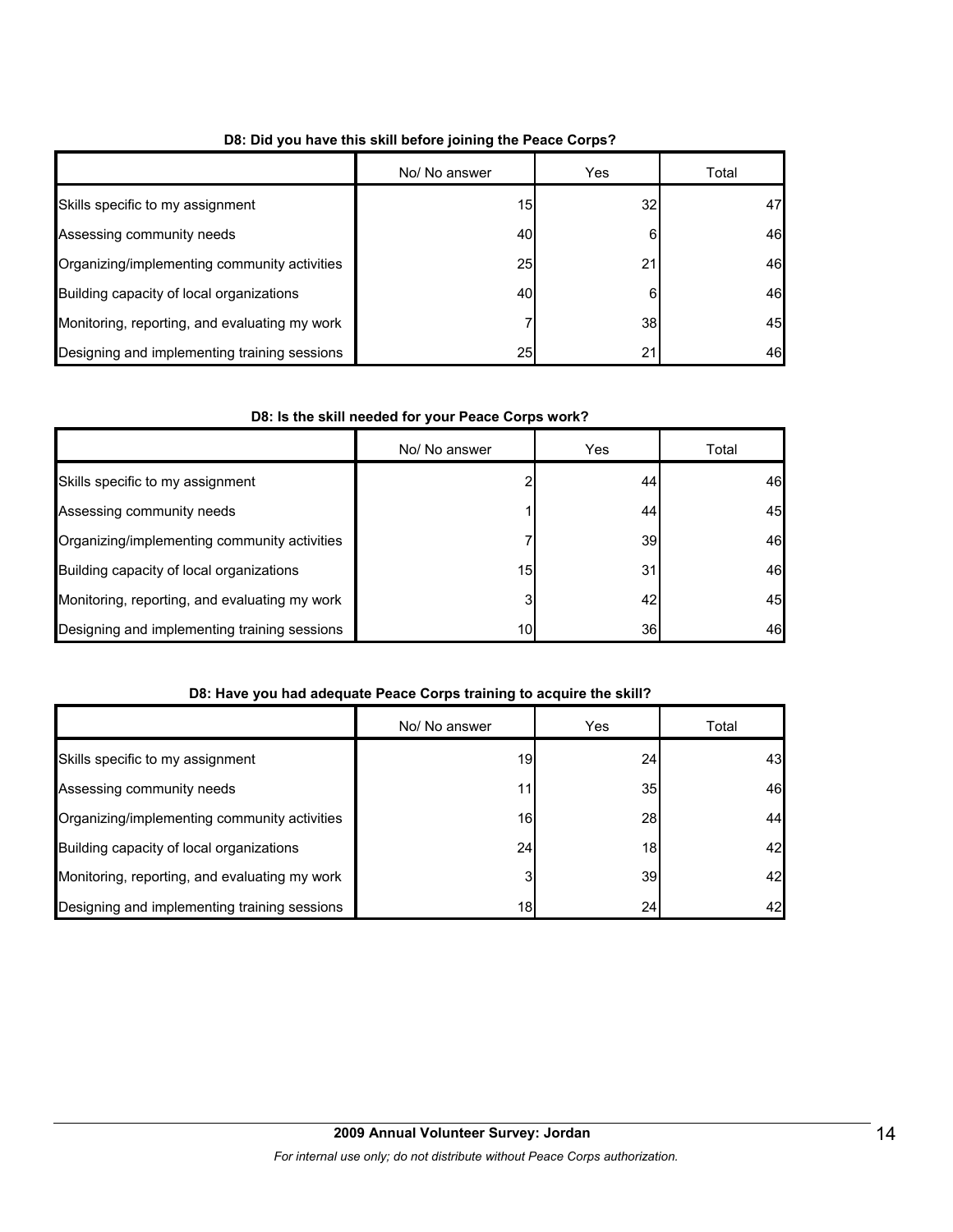**D8: Did you have this skill before joining the Peace Corps?**

| | No/ No answer | Yes | Total |
|---|---|---|---|
| Skills specific to my assignment | 15 | 32 | 47 |
| Assessing community needs | 40 | 6 | 46 |
| Organizing/implementing community activities | 25 | 21 | 46 |
| Building capacity of local organizations | 40 | 6 | 46 |
| Monitoring, reporting, and evaluating my work | 7 | 38 | 45 |
| Designing and implementing training sessions | 25 | 21 | 46 |

**D8: Is the skill needed for your Peace Corps work?**

| | No/ No answer | Yes | Total |
|---|---|---|---|
| Skills specific to my assignment | 2 | 44 | 46 |
| Assessing community needs | 1 | 44 | 45 |
| Organizing/implementing community activities | 7 | 39 | 46 |
| Building capacity of local organizations | 15 | 31 | 46 |
| Monitoring, reporting, and evaluating my work | 3 | 42 | 45 |
| Designing and implementing training sessions | 10 | 36 | 46 |

**D8: Have you had adequate Peace Corps training to acquire the skill?**

| | No/ No answer | Yes | Total |
|---|---|---|---|
| Skills specific to my assignment | 19 | 24 | 43 |
| Assessing community needs | 11 | 35 | 46 |
| Organizing/implementing community activities | 16 | 28 | 44 |
| Building capacity of local organizations | 24 | 18 | 42 |
| Monitoring, reporting, and evaluating my work | 3 | 39 | 42 |
| Designing and implementing training sessions | 18 | 24 | 42 |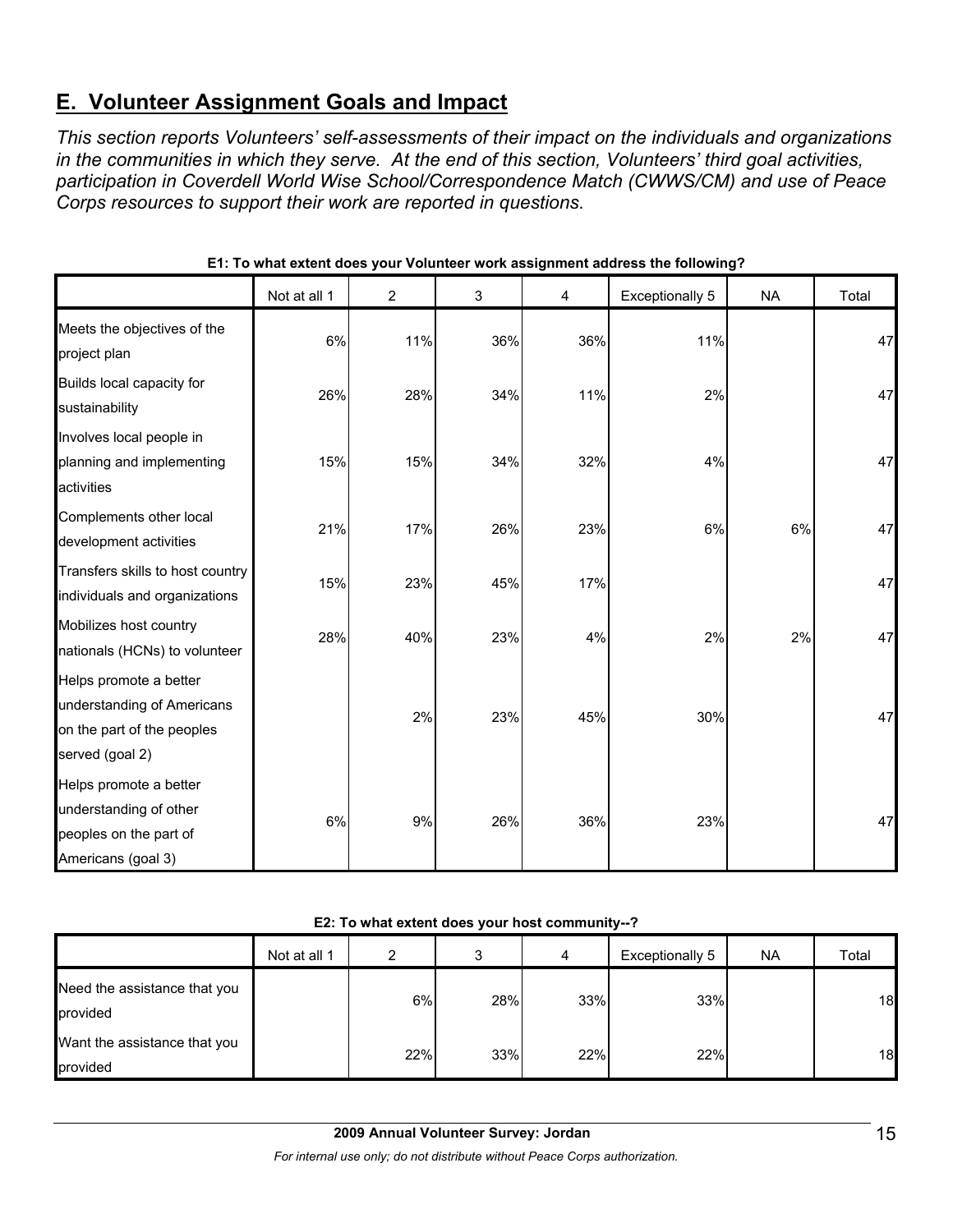## E. Volunteer Assignment Goals and Impact

*This section reports Volunteers' self-assessments of their impact on the individuals and organizations in the communities in which they serve. At the end of this section, Volunteers' third goal activities, participation in Coverdell World Wise School/Correspondence Match (CWWS/CM) and use of Peace Corps resources to support their work are reported in questions.*

**E1: To what extent does your Volunteer work assignment address the following?**

| | Not at all 1 | 2 | 3 | 4 | Exceptionally 5 | NA | Total |
|---|---|---|---|---|---|---|---|
| Meets the objectives of the project plan | 6% | 11% | 36% | 36% | 11% | | 47 |
| Builds local capacity for sustainability | 26% | 28% | 34% | 11% | 2% | | 47 |
| Involves local people in planning and implementing activities | 15% | 15% | 34% | 32% | 4% | | 47 |
| Complements other local development activities | 21% | 17% | 26% | 23% | 6% | 6% | 47 |
| Transfers skills to host country individuals and organizations | 15% | 23% | 45% | 17% | | | 47 |
| Mobilizes host country nationals (HCNs) to volunteer | 28% | 40% | 23% | 4% | 2% | 2% | 47 |
| Helps promote a better understanding of Americans on the part of the peoples served (goal 2) | | 2% | 23% | 45% | 30% | | 47 |
| Helps promote a better understanding of other peoples on the part of Americans (goal 3) | 6% | 9% | 26% | 36% | 23% | | 47 |

**E2: To what extent does your host community--?**

| | Not at all 1 | 2 | 3 | 4 | Exceptionally 5 | NA | Total |
|---|---|---|---|---|---|---|---|
| Need the assistance that you provided | | 6% | 28% | 33% | 33% | | 18 |
| Want the assistance that you provided | | 22% | 33% | 22% | 22% | | 18 |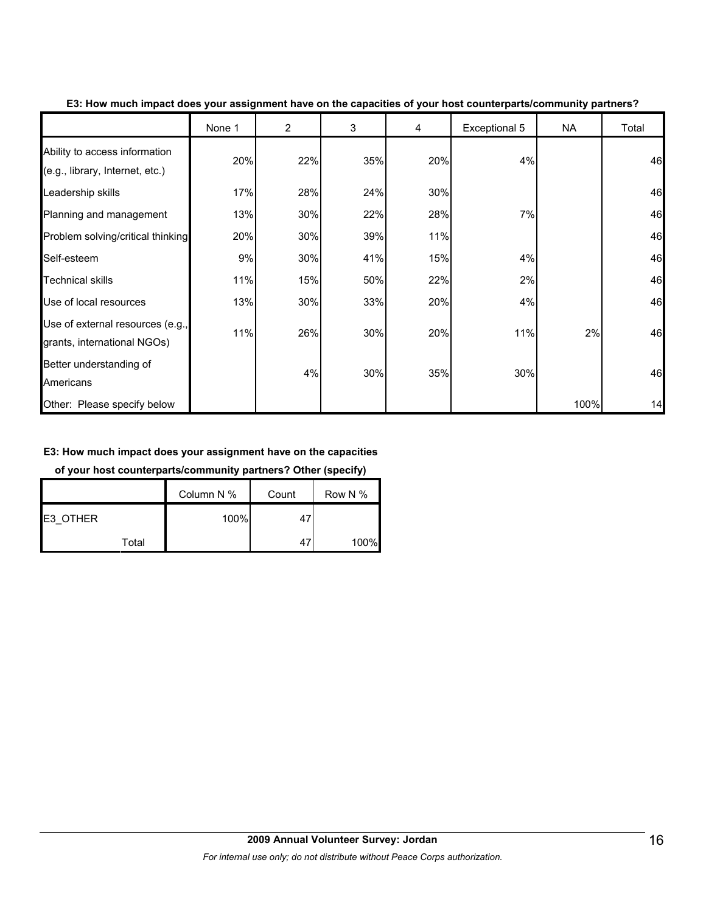**E3: How much impact does your assignment have on the capacities of your host counterparts/community partners?**

| | None 1 | 2 | 3 | 4 | Exceptional 5 | NA | Total |
|---|---|---|---|---|---|---|---|
| Ability to access information (e.g., library, Internet, etc.) | 20% | 22% | 35% | 20% | 4% | | 46 |
| Leadership skills | 17% | 28% | 24% | 30% | | | 46 |
| Planning and management | 13% | 30% | 22% | 28% | 7% | | 46 |
| Problem solving/critical thinking | 20% | 30% | 39% | 11% | | | 46 |
| Self-esteem | 9% | 30% | 41% | 15% | 4% | | 46 |
| Technical skills | 11% | 15% | 50% | 22% | 2% | | 46 |
| Use of local resources | 13% | 30% | 33% | 20% | 4% | | 46 |
| Use of external resources (e.g., grants, international NGOs) | 11% | 26% | 30% | 20% | 11% | 2% | 46 |
| Better understanding of Americans | | 4% | 30% | 35% | 30% | | 46 |
| Other: Please specify below | | | | | | 100% | 14 |

**E3: How much impact does your assignment have on the capacities of your host counterparts/community partners? Other (specify)**

| | | Column N % | Count | Row N % |
|---|---|---|---|---|
| E3_OTHER | | 100% | 47 | |
| | Total | | 47 | 100% |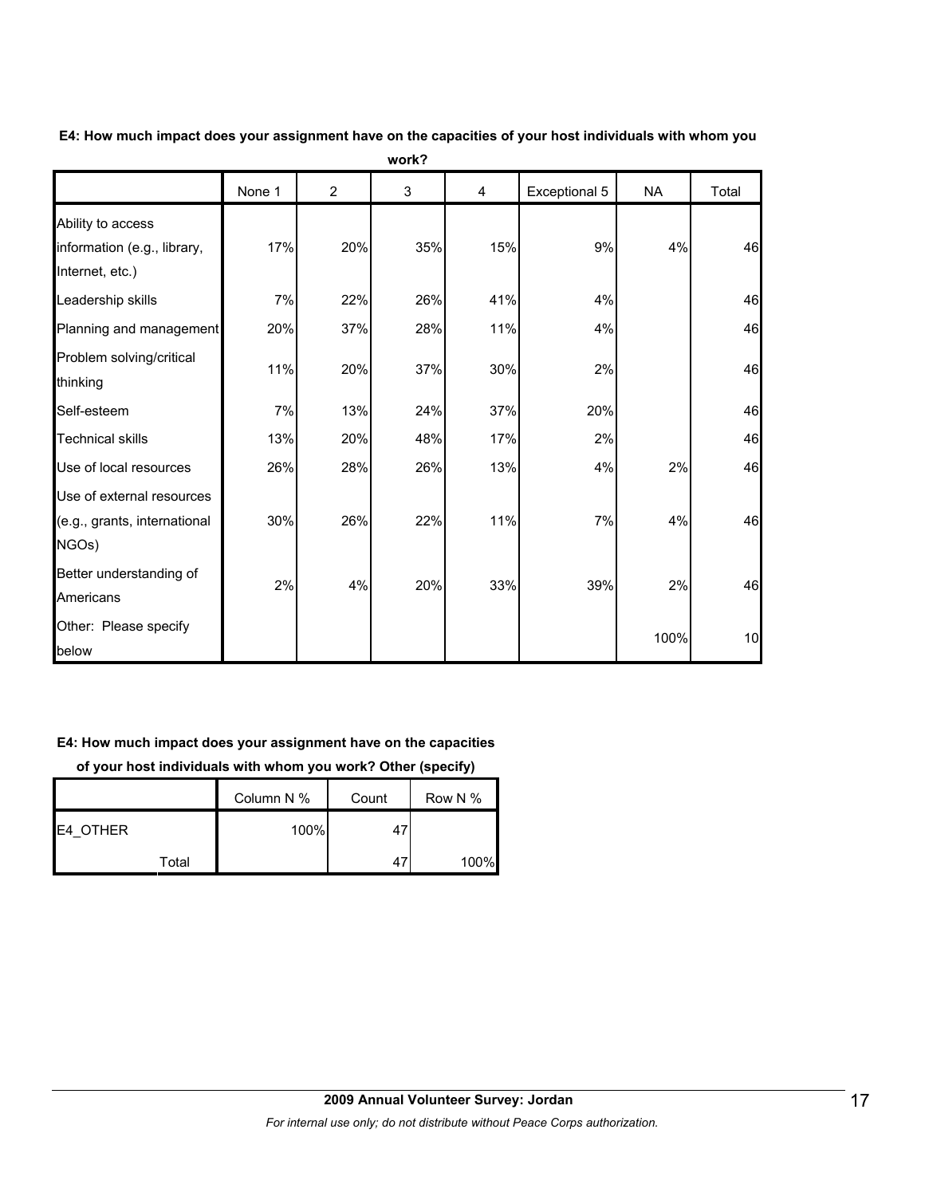**E4: How much impact does your assignment have on the capacities of your host individuals with whom you work?**

| | None 1 | 2 | 3 | 4 | Exceptional 5 | NA | Total |
|---|---|---|---|---|---|---|---|
| Ability to access information (e.g., library, Internet, etc.) | 17% | 20% | 35% | 15% | 9% | 4% | 46 |
| Leadership skills | 7% | 22% | 26% | 41% | 4% | | 46 |
| Planning and management | 20% | 37% | 28% | 11% | 4% | | 46 |
| Problem solving/critical thinking | 11% | 20% | 37% | 30% | 2% | | 46 |
| Self-esteem | 7% | 13% | 24% | 37% | 20% | | 46 |
| Technical skills | 13% | 20% | 48% | 17% | 2% | | 46 |
| Use of local resources | 26% | 28% | 26% | 13% | 4% | 2% | 46 |
| Use of external resources (e.g., grants, international NGOs) | 30% | 26% | 22% | 11% | 7% | 4% | 46 |
| Better understanding of Americans | 2% | 4% | 20% | 33% | 39% | 2% | 46 |
| Other: Please specify below | | | | | | 100% | 10 |

**E4: How much impact does your assignment have on the capacities of your host individuals with whom you work? Other (specify)**

| | | Column N % | Count | Row N % |
|---|---|---|---|---|
| E4_OTHER | | 100% | 47 | |
| | Total | | 47 | 100% |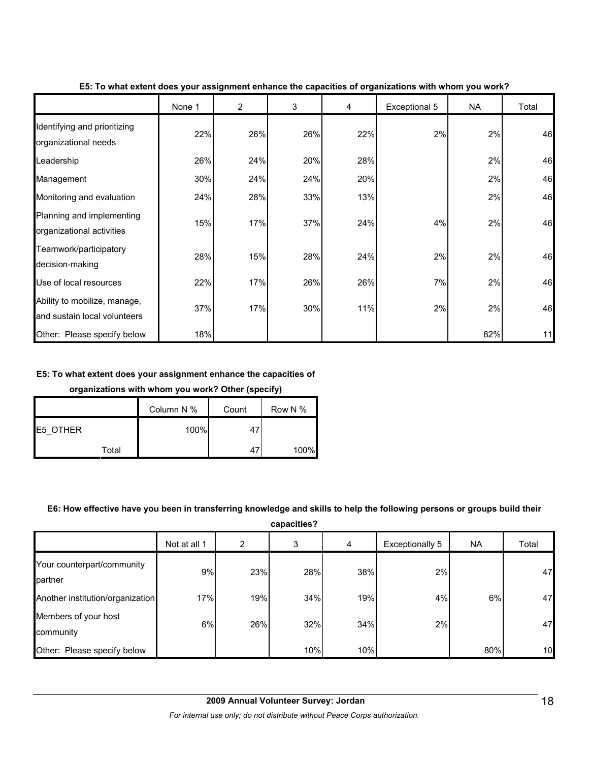**E5: To what extent does your assignment enhance the capacities of organizations with whom you work?**

| | None 1 | 2 | 3 | 4 | Exceptional 5 | NA | Total |
|---|---|---|---|---|---|---|---|
| Identifying and prioritizing organizational needs | 22% | 26% | 26% | 22% | 2% | 2% | 46 |
| Leadership | 26% | 24% | 20% | 28% | | 2% | 46 |
| Management | 30% | 24% | 24% | 20% | | 2% | 46 |
| Monitoring and evaluation | 24% | 28% | 33% | 13% | | 2% | 46 |
| Planning and implementing organizational activities | 15% | 17% | 37% | 24% | 4% | 2% | 46 |
| Teamwork/participatory decision-making | 28% | 15% | 28% | 24% | 2% | 2% | 46 |
| Use of local resources | 22% | 17% | 26% | 26% | 7% | 2% | 46 |
| Ability to mobilize, manage, and sustain local volunteers | 37% | 17% | 30% | 11% | 2% | 2% | 46 |
| Other: Please specify below | 18% | | | | | 82% | 11 |

**E5: To what extent does your assignment enhance the capacities of organizations with whom you work? Other (specify)**

| | | Column N % | Count | Row N % |
|---|---|---|---|---|
| E5_OTHER | | 100% | 47 | |
| | Total | | 47 | 100% |

**E6: How effective have you been in transferring knowledge and skills to help the following persons or groups build their capacities?**

| | Not at all 1 | 2 | 3 | 4 | Exceptionally 5 | NA | Total |
|---|---|---|---|---|---|---|---|
| Your counterpart/community partner | 9% | 23% | 28% | 38% | 2% | | 47 |
| Another institution/organization | 17% | 19% | 34% | 19% | 4% | 6% | 47 |
| Members of your host community | 6% | 26% | 32% | 34% | 2% | | 47 |
| Other: Please specify below | | | 10% | 10% | | 80% | 10 |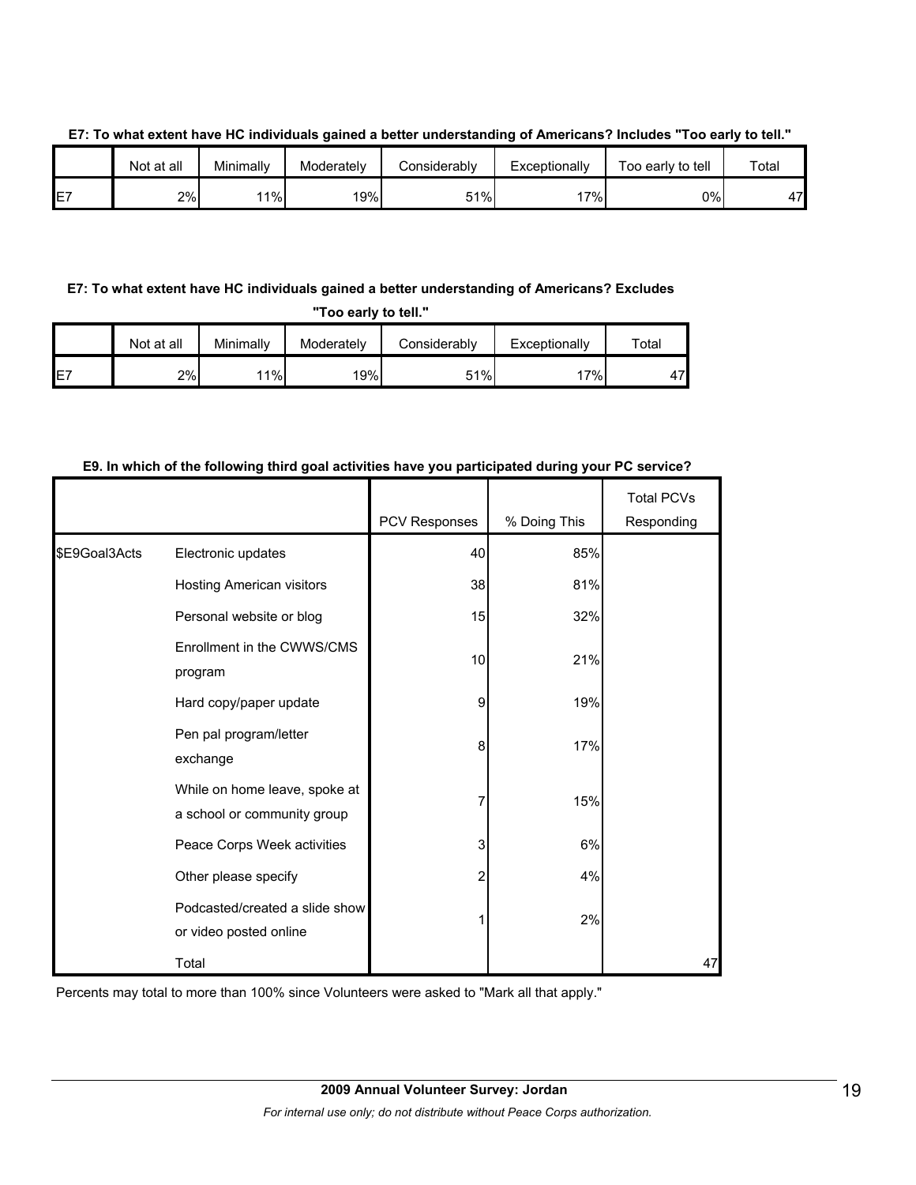**E7: To what extent have HC individuals gained a better understanding of Americans? Includes "Too early to tell."**

| | Not at all | Minimally | Moderately | Considerably | Exceptionally | Too early to tell | Total |
|---|---|---|---|---|---|---|---|
| E7 | 2% | 11% | 19% | 51% | 17% | 0% | 47 |

**E7: To what extent have HC individuals gained a better understanding of Americans? Excludes "Too early to tell."**

| | Not at all | Minimally | Moderately | Considerably | Exceptionally | Total |
|---|---|---|---|---|---|---|
| E7 | 2% | 11% | 19% | 51% | 17% | 47 |

**E9. In which of the following third goal activities have you participated during your PC service?**

| | | PCV Responses | % Doing This | Total PCVs Responding |
|---|---|---|---|---|
| $E9Goal3Acts | Electronic updates | 40 | 85% | |
| | Hosting American visitors | 38 | 81% | |
| | Personal website or blog | 15 | 32% | |
| | Enrollment in the CWWS/CMS program | 10 | 21% | |
| | Hard copy/paper update | 9 | 19% | |
| | Pen pal program/letter exchange | 8 | 17% | |
| | While on home leave, spoke at a school or community group | 7 | 15% | |
| | Peace Corps Week activities | 3 | 6% | |
| | Other please specify | 2 | 4% | |
| | Podcasted/created a slide show or video posted online | 1 | 2% | |
| | Total | | | 47 |

Percents may total to more than 100% since Volunteers were asked to "Mark all that apply."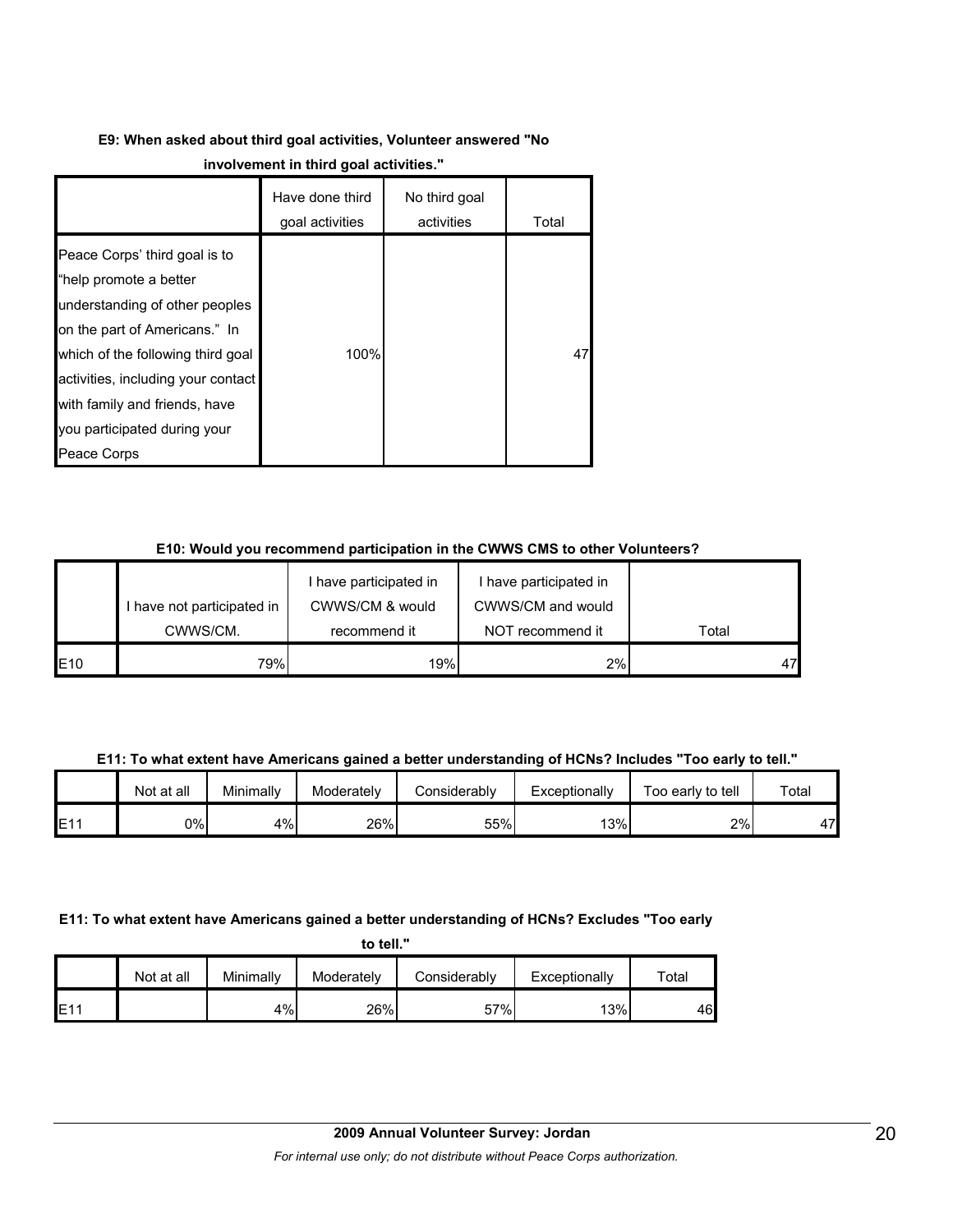**E9: When asked about third goal activities, Volunteer answered "No involvement in third goal activities."**

| | Have done third goal activities | No third goal activities | Total |
|---|---|---|---|
| Peace Corps' third goal is to "help promote a better understanding of other peoples on the part of Americans." In which of the following third goal activities, including your contact with family and friends, have you participated during your Peace Corps | 100% | | 47 |

**E10: Would you recommend participation in the CWWS CMS to other Volunteers?**

| | I have not participated in CWWS/CM. | I have participated in CWWS/CM & would recommend it | I have participated in CWWS/CM and would NOT recommend it | Total |
|---|---|---|---|---|
| E10 | 79% | 19% | 2% | 47 |

**E11: To what extent have Americans gained a better understanding of HCNs? Includes "Too early to tell."**

| | Not at all | Minimally | Moderately | Considerably | Exceptionally | Too early to tell | Total |
|---|---|---|---|---|---|---|---|
| E11 | 0% | 4% | 26% | 55% | 13% | 2% | 47 |

**E11: To what extent have Americans gained a better understanding of HCNs? Excludes "Too early to tell."**

| | Not at all | Minimally | Moderately | Considerably | Exceptionally | Total |
|---|---|---|---|---|---|---|
| E11 | | 4% | 26% | 57% | 13% | 46 |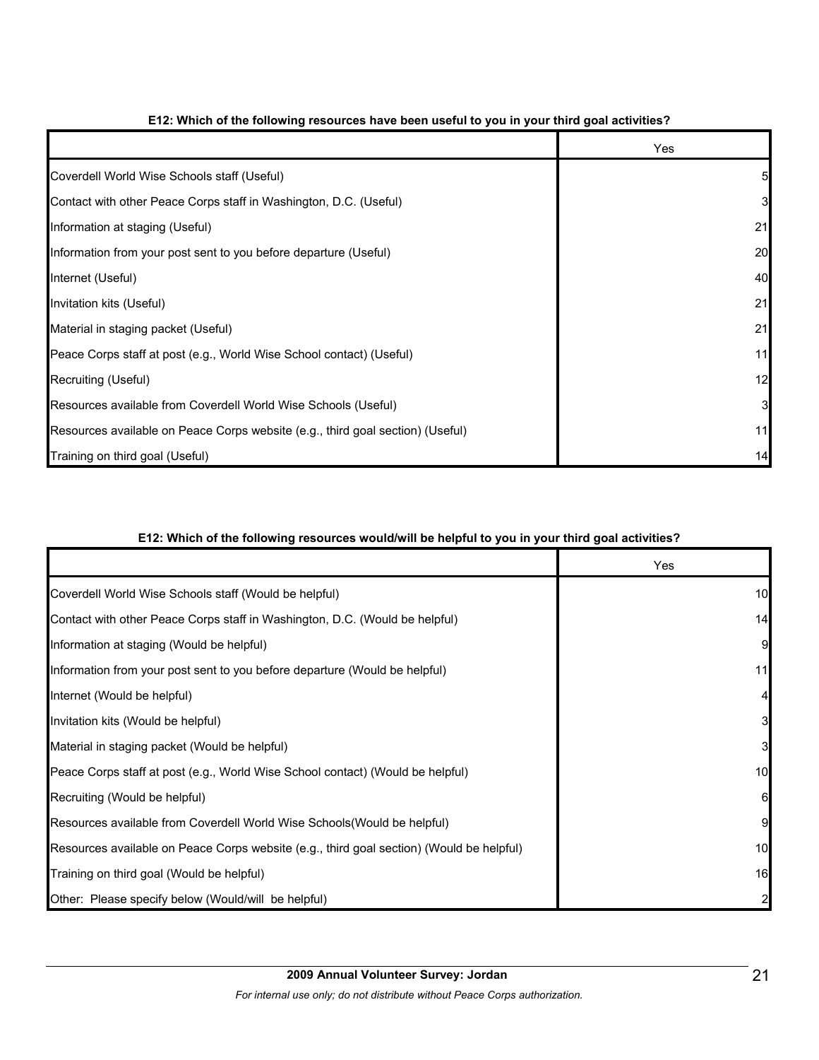**E12: Which of the following resources have been useful to you in your third goal activities?**

| | Yes |
|---|---|
| Coverdell World Wise Schools staff (Useful) | 5 |
| Contact with other Peace Corps staff in Washington, D.C. (Useful) | 3 |
| Information at staging (Useful) | 21 |
| Information from your post sent to you before departure (Useful) | 20 |
| Internet (Useful) | 40 |
| Invitation kits (Useful) | 21 |
| Material in staging packet (Useful) | 21 |
| Peace Corps staff at post (e.g., World Wise School contact) (Useful) | 11 |
| Recruiting (Useful) | 12 |
| Resources available from Coverdell World Wise Schools (Useful) | 3 |
| Resources available on Peace Corps website (e.g., third goal section) (Useful) | 11 |
| Training on third goal (Useful) | 14 |

**E12: Which of the following resources would/will be helpful to you in your third goal activities?**

| | Yes |
|---|---|
| Coverdell World Wise Schools staff (Would be helpful) | 10 |
| Contact with other Peace Corps staff in Washington, D.C. (Would be helpful) | 14 |
| Information at staging (Would be helpful) | 9 |
| Information from your post sent to you before departure (Would be helpful) | 11 |
| Internet (Would be helpful) | 4 |
| Invitation kits (Would be helpful) | 3 |
| Material in staging packet (Would be helpful) | 3 |
| Peace Corps staff at post (e.g., World Wise School contact) (Would be helpful) | 10 |
| Recruiting (Would be helpful) | 6 |
| Resources available from Coverdell World Wise Schools(Would be helpful) | 9 |
| Resources available on Peace Corps website (e.g., third goal section) (Would be helpful) | 10 |
| Training on third goal (Would be helpful) | 16 |
| Other: Please specify below (Would/will be helpful) | 2 |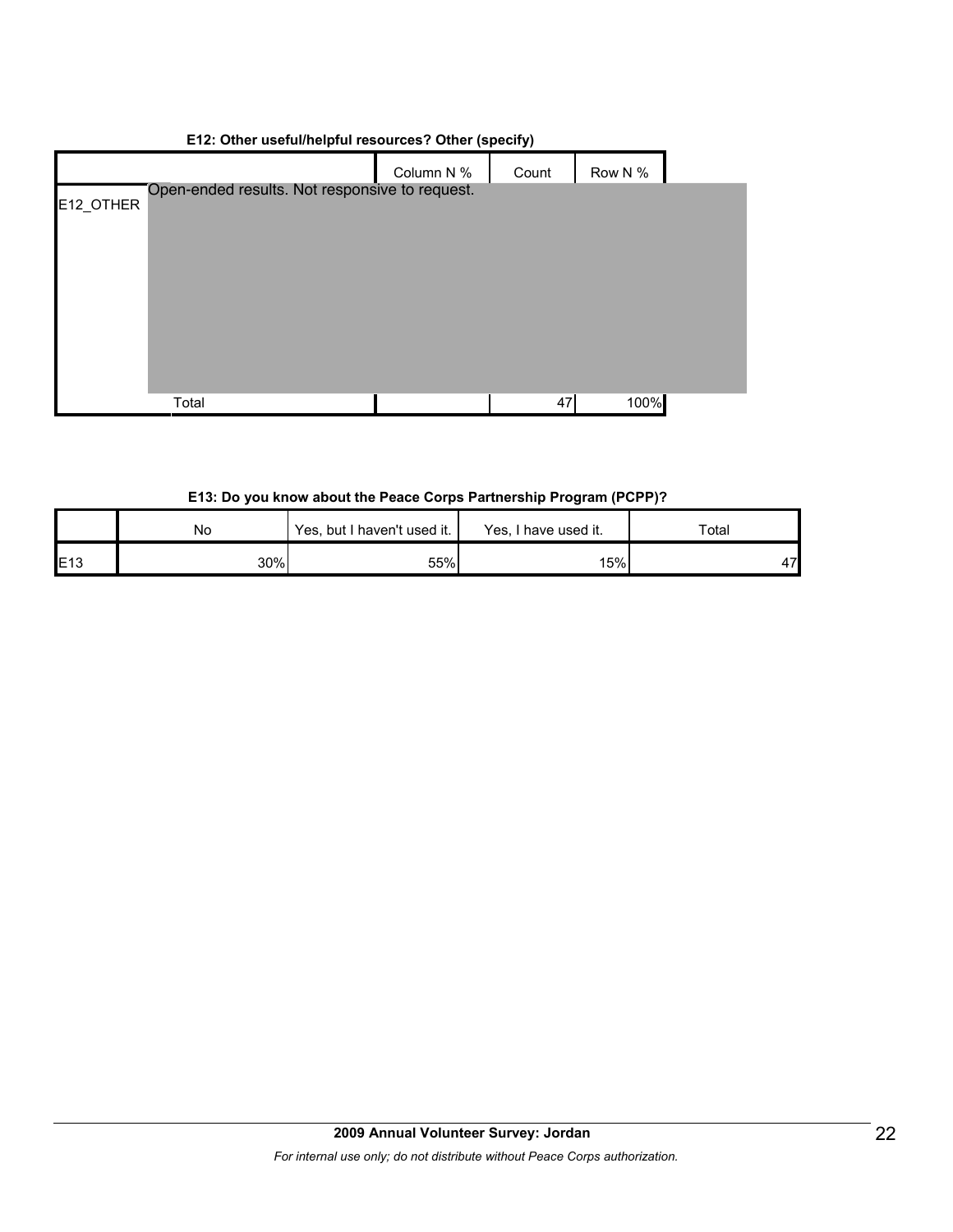**E12: Other useful/helpful resources? Other (specify)**

| | | Column N % | Count | Row N % |
|---|---|---|---|---|
| E12_OTHER | Open-ended results. Not responsive to request. | | | |
| | Total | | 47 | 100% |

**E13: Do you know about the Peace Corps Partnership Program (PCPP)?**

| | No | Yes, but I haven't used it. | Yes, I have used it. | Total |
|---|---|---|---|---|
| E13 | 30% | 55% | 15% | 47 |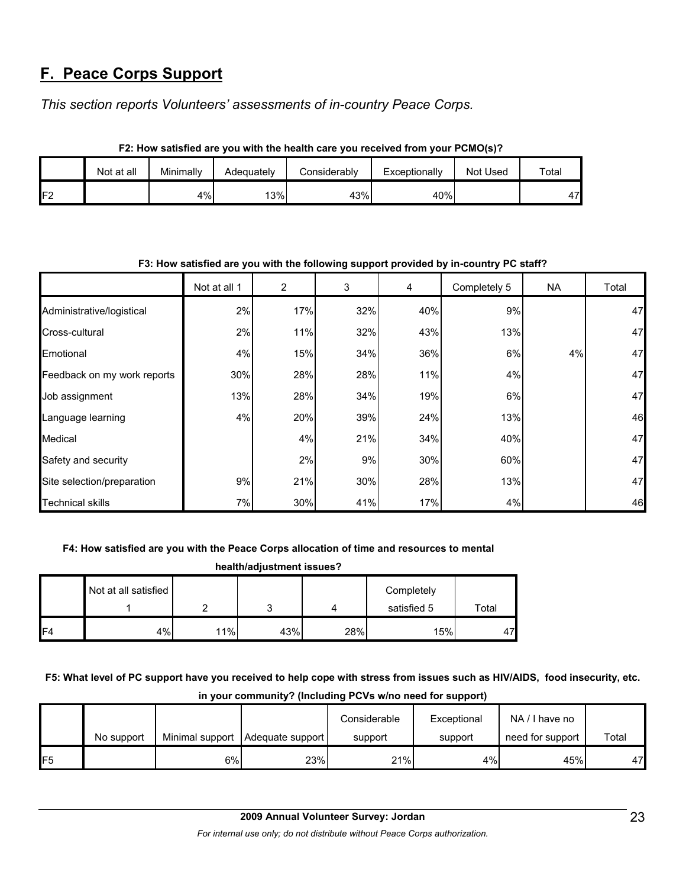## F. Peace Corps Support

*This section reports Volunteers' assessments of in-country Peace Corps.*

**F2: How satisfied are you with the health care you received from your PCMO(s)?**

| | Not at all | Minimally | Adequately | Considerably | Exceptionally | Not Used | Total |
|---|---|---|---|---|---|---|---|
| F2 | | 4% | 13% | 43% | 40% | | 47 |

**F3: How satisfied are you with the following support provided by in-country PC staff?**

| | Not at all 1 | 2 | 3 | 4 | Completely 5 | NA | Total |
|---|---|---|---|---|---|---|---|
| Administrative/logistical | 2% | 17% | 32% | 40% | 9% | | 47 |
| Cross-cultural | 2% | 11% | 32% | 43% | 13% | | 47 |
| Emotional | 4% | 15% | 34% | 36% | 6% | 4% | 47 |
| Feedback on my work reports | 30% | 28% | 28% | 11% | 4% | | 47 |
| Job assignment | 13% | 28% | 34% | 19% | 6% | | 47 |
| Language learning | 4% | 20% | 39% | 24% | 13% | | 46 |
| Medical | | 4% | 21% | 34% | 40% | | 47 |
| Safety and security | | 2% | 9% | 30% | 60% | | 47 |
| Site selection/preparation | 9% | 21% | 30% | 28% | 13% | | 47 |
| Technical skills | 7% | 30% | 41% | 17% | 4% | | 46 |

**F4: How satisfied are you with the Peace Corps allocation of time and resources to mental health/adjustment issues?**

| | Not at all satisfied 1 | 2 | 3 | 4 | Completely satisfied 5 | Total |
|---|---|---|---|---|---|---|
| F4 | 4% | 11% | 43% | 28% | 15% | 47 |

**F5: What level of PC support have you received to help cope with stress from issues such as HIV/AIDS, food insecurity, etc. in your community? (Including PCVs w/no need for support)**

| | No support | Minimal support | Adequate support | Considerable support | Exceptional support | NA / I have no need for support | Total |
|---|---|---|---|---|---|---|---|
| F5 | | 6% | 23% | 21% | 4% | 45% | 47 |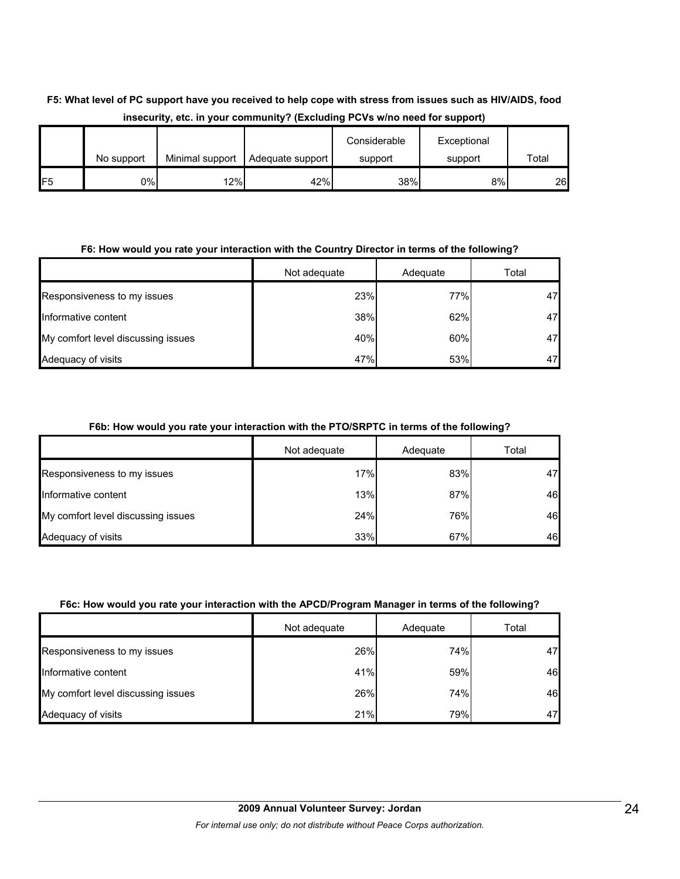**F5: What level of PC support have you received to help cope with stress from issues such as HIV/AIDS, food insecurity, etc. in your community? (Excluding PCVs w/no need for support)**

| | No support | Minimal support | Adequate support | Considerable support | Exceptional support | Total |
|---|---|---|---|---|---|---|
| F5 | 0% | 12% | 42% | 38% | 8% | 26 |

**F6: How would you rate your interaction with the Country Director in terms of the following?**

| | Not adequate | Adequate | Total |
|---|---|---|---|
| Responsiveness to my issues | 23% | 77% | 47 |
| Informative content | 38% | 62% | 47 |
| My comfort level discussing issues | 40% | 60% | 47 |
| Adequacy of visits | 47% | 53% | 47 |

**F6b: How would you rate your interaction with the PTO/SRPTC in terms of the following?**

| | Not adequate | Adequate | Total |
|---|---|---|---|
| Responsiveness to my issues | 17% | 83% | 47 |
| Informative content | 13% | 87% | 46 |
| My comfort level discussing issues | 24% | 76% | 46 |
| Adequacy of visits | 33% | 67% | 46 |

**F6c: How would you rate your interaction with the APCD/Program Manager in terms of the following?**

| | Not adequate | Adequate | Total |
|---|---|---|---|
| Responsiveness to my issues | 26% | 74% | 47 |
| Informative content | 41% | 59% | 46 |
| My comfort level discussing issues | 26% | 74% | 46 |
| Adequacy of visits | 21% | 79% | 47 |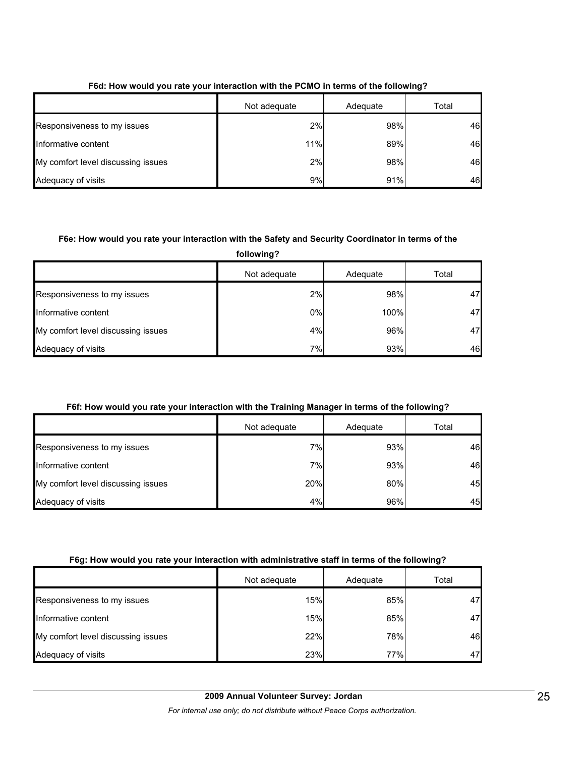**F6d: How would you rate your interaction with the PCMO in terms of the following?**

| | Not adequate | Adequate | Total |
|---|---|---|---|
| Responsiveness to my issues | 2% | 98% | 46 |
| Informative content | 11% | 89% | 46 |
| My comfort level discussing issues | 2% | 98% | 46 |
| Adequacy of visits | 9% | 91% | 46 |

**F6e: How would you rate your interaction with the Safety and Security Coordinator in terms of the following?**

| | Not adequate | Adequate | Total |
|---|---|---|---|
| Responsiveness to my issues | 2% | 98% | 47 |
| Informative content | 0% | 100% | 47 |
| My comfort level discussing issues | 4% | 96% | 47 |
| Adequacy of visits | 7% | 93% | 46 |

**F6f: How would you rate your interaction with the Training Manager in terms of the following?**

| | Not adequate | Adequate | Total |
|---|---|---|---|
| Responsiveness to my issues | 7% | 93% | 46 |
| Informative content | 7% | 93% | 46 |
| My comfort level discussing issues | 20% | 80% | 45 |
| Adequacy of visits | 4% | 96% | 45 |

**F6g: How would you rate your interaction with administrative staff in terms of the following?**

| | Not adequate | Adequate | Total |
|---|---|---|---|
| Responsiveness to my issues | 15% | 85% | 47 |
| Informative content | 15% | 85% | 47 |
| My comfort level discussing issues | 22% | 78% | 46 |
| Adequacy of visits | 23% | 77% | 47 |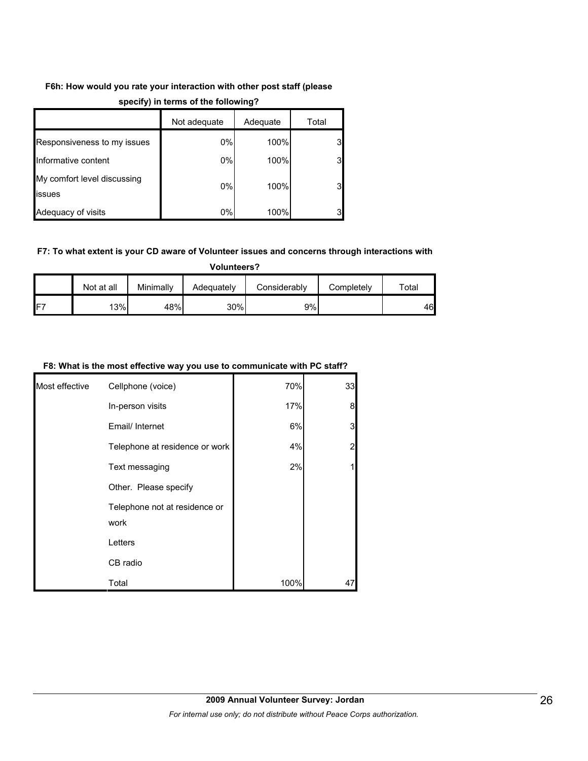**F6h: How would you rate your interaction with other post staff (please specify) in terms of the following?**

| | Not adequate | Adequate | Total |
|---|---|---|---|
| Responsiveness to my issues | 0% | 100% | 3 |
| Informative content | 0% | 100% | 3 |
| My comfort level discussing issues | 0% | 100% | 3 |
| Adequacy of visits | 0% | 100% | 3 |

**F7: To what extent is your CD aware of Volunteer issues and concerns through interactions with Volunteers?**

| | Not at all | Minimally | Adequately | Considerably | Completely | Total |
|---|---|---|---|---|---|---|
| F7 | 13% | 48% | 30% | 9% | | 46 |

**F8: What is the most effective way you use to communicate with PC staff?**

| | | | |
|---|---|---|---|
| Most effective | Cellphone (voice) | 70% | 33 |
| | In-person visits | 17% | 8 |
| | Email/ Internet | 6% | 3 |
| | Telephone at residence or work | 4% | 2 |
| | Text messaging | 2% | 1 |
| | Other. Please specify | | |
| | Telephone not at residence or work | | |
| | Letters | | |
| | CB radio | | |
| | Total | 100% | 47 |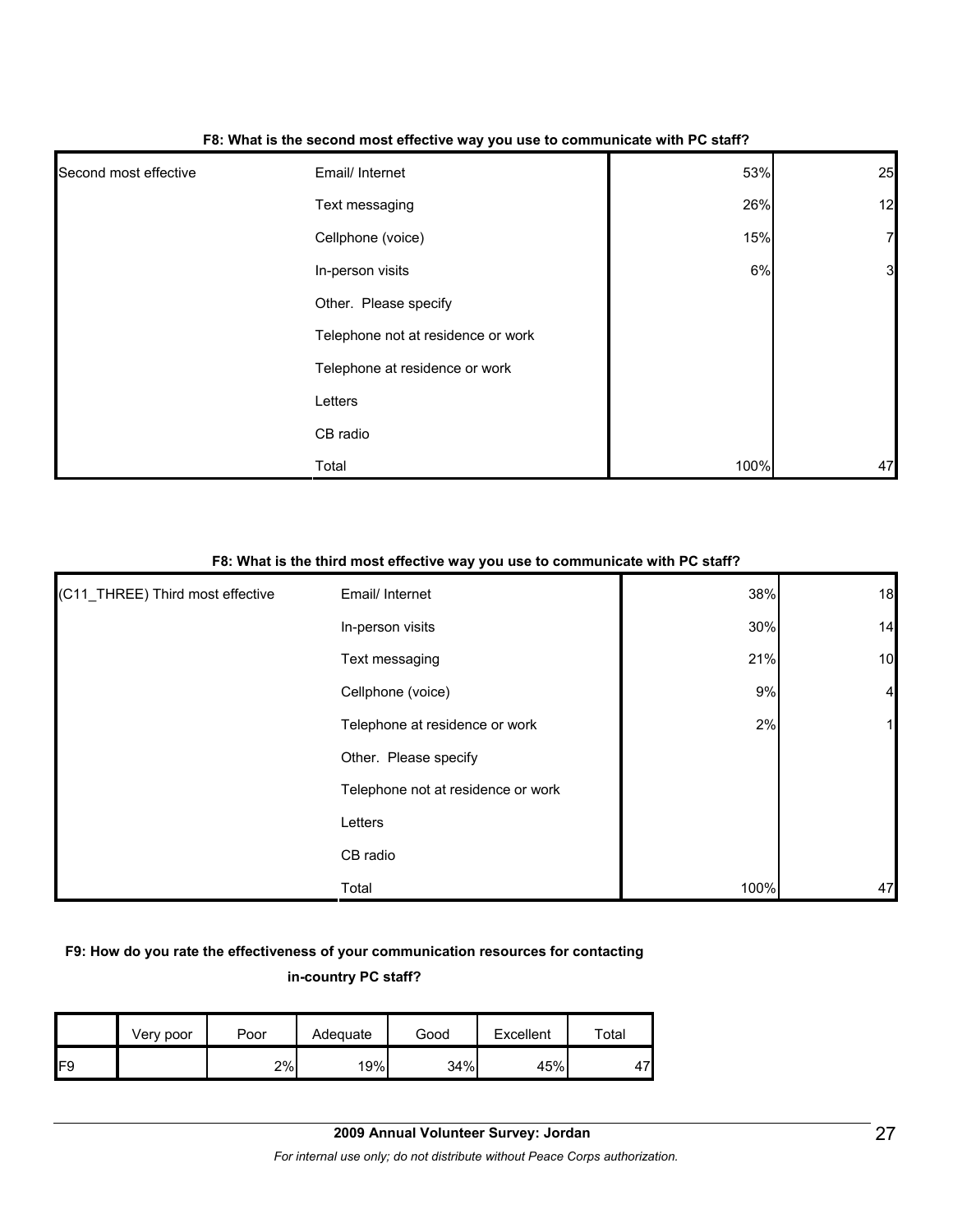**F8: What is the second most effective way you use to communicate with PC staff?**

| | | | |
|---|---|---|---|
| Second most effective | Email/ Internet | 53% | 25 |
| | Text messaging | 26% | 12 |
| | Cellphone (voice) | 15% | 7 |
| | In-person visits | 6% | 3 |
| | Other. Please specify | | |
| | Telephone not at residence or work | | |
| | Telephone at residence or work | | |
| | Letters | | |
| | CB radio | | |
| | Total | 100% | 47 |

**F8: What is the third most effective way you use to communicate with PC staff?**

| | | | |
|---|---|---|---|
| (C11_THREE) Third most effective | Email/ Internet | 38% | 18 |
| | In-person visits | 30% | 14 |
| | Text messaging | 21% | 10 |
| | Cellphone (voice) | 9% | 4 |
| | Telephone at residence or work | 2% | 1 |
| | Other. Please specify | | |
| | Telephone not at residence or work | | |
| | Letters | | |
| | CB radio | | |
| | Total | 100% | 47 |

**F9: How do you rate the effectiveness of your communication resources for contacting in-country PC staff?**

| | Very poor | Poor | Adequate | Good | Excellent | Total |
|---|---|---|---|---|---|---|
| F9 | | 2% | 19% | 34% | 45% | 47 |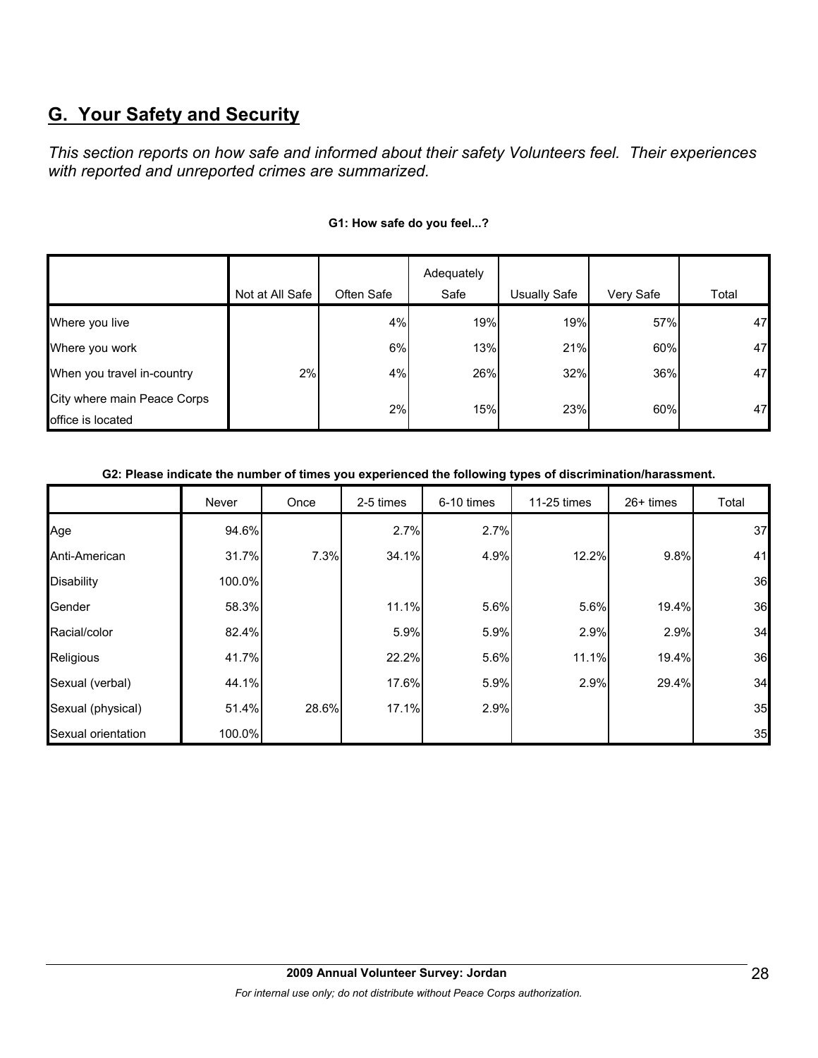## G. Your Safety and Security

*This section reports on how safe and informed about their safety Volunteers feel. Their experiences with reported and unreported crimes are summarized.*

**G1: How safe do you feel...?**

| | Not at All Safe | Often Safe | Adequately Safe | Usually Safe | Very Safe | Total |
|---|---|---|---|---|---|---|
| Where you live | | 4% | 19% | 19% | 57% | 47 |
| Where you work | | 6% | 13% | 21% | 60% | 47 |
| When you travel in-country | 2% | 4% | 26% | 32% | 36% | 47 |
| City where main Peace Corps office is located | | 2% | 15% | 23% | 60% | 47 |

**G2: Please indicate the number of times you experienced the following types of discrimination/harassment.**

| | Never | Once | 2-5 times | 6-10 times | 11-25 times | 26+ times | Total |
|---|---|---|---|---|---|---|---|
| Age | 94.6% | | 2.7% | 2.7% | | | 37 |
| Anti-American | 31.7% | 7.3% | 34.1% | 4.9% | 12.2% | 9.8% | 41 |
| Disability | 100.0% | | | | | | 36 |
| Gender | 58.3% | | 11.1% | 5.6% | 5.6% | 19.4% | 36 |
| Racial/color | 82.4% | | 5.9% | 5.9% | 2.9% | 2.9% | 34 |
| Religious | 41.7% | | 22.2% | 5.6% | 11.1% | 19.4% | 36 |
| Sexual (verbal) | 44.1% | | 17.6% | 5.9% | 2.9% | 29.4% | 34 |
| Sexual (physical) | 51.4% | 28.6% | 17.1% | 2.9% | | | 35 |
| Sexual orientation | 100.0% | | | | | | 35 |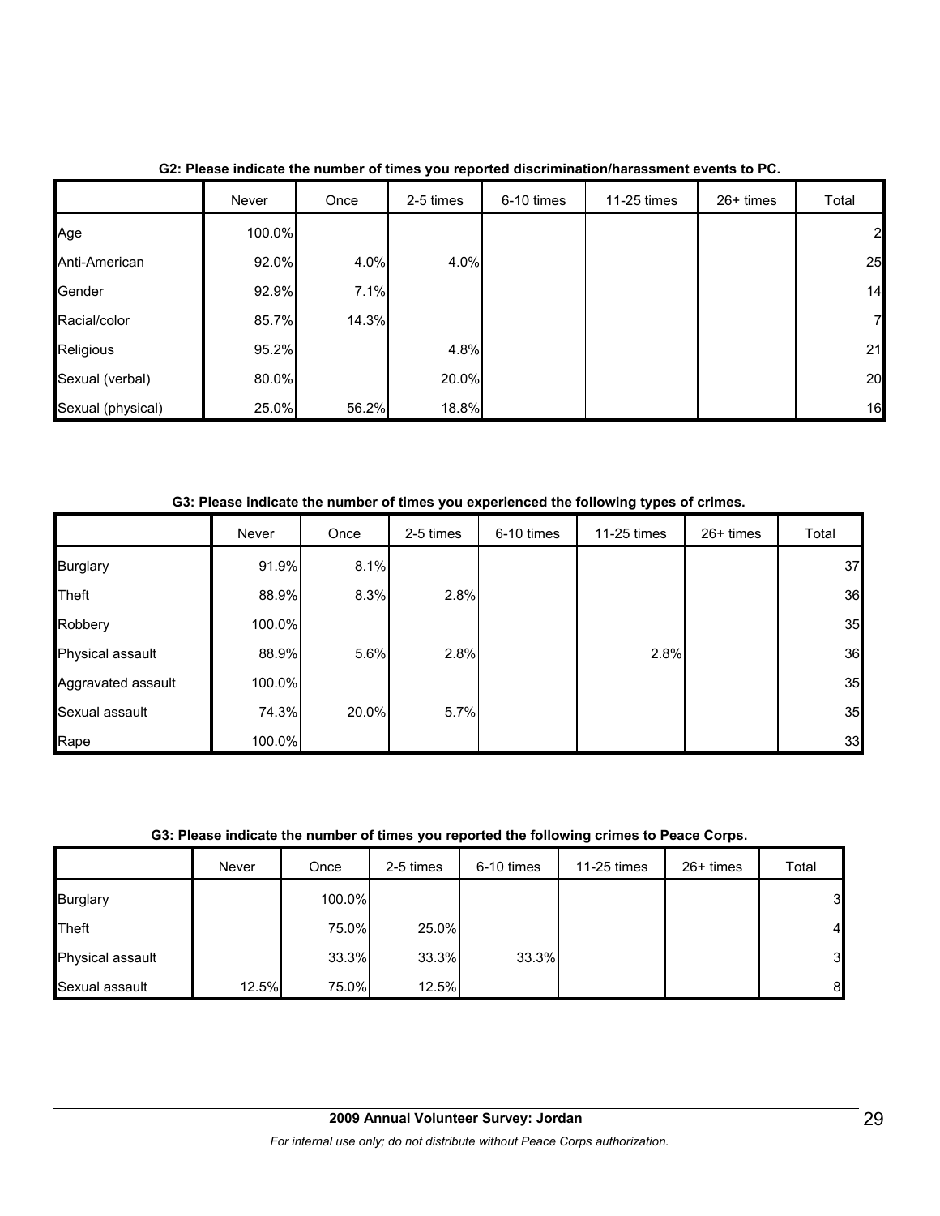**G2: Please indicate the number of times you reported discrimination/harassment events to PC.**

| | Never | Once | 2-5 times | 6-10 times | 11-25 times | 26+ times | Total |
|---|---|---|---|---|---|---|---|
| Age | 100.0% | | | | | | 2 |
| Anti-American | 92.0% | 4.0% | 4.0% | | | | 25 |
| Gender | 92.9% | 7.1% | | | | | 14 |
| Racial/color | 85.7% | 14.3% | | | | | 7 |
| Religious | 95.2% | | 4.8% | | | | 21 |
| Sexual (verbal) | 80.0% | | 20.0% | | | | 20 |
| Sexual (physical) | 25.0% | 56.2% | 18.8% | | | | 16 |

**G3: Please indicate the number of times you experienced the following types of crimes.**

| | Never | Once | 2-5 times | 6-10 times | 11-25 times | 26+ times | Total |
|---|---|---|---|---|---|---|---|
| Burglary | 91.9% | 8.1% | | | | | 37 |
| Theft | 88.9% | 8.3% | 2.8% | | | | 36 |
| Robbery | 100.0% | | | | | | 35 |
| Physical assault | 88.9% | 5.6% | 2.8% | | 2.8% | | 36 |
| Aggravated assault | 100.0% | | | | | | 35 |
| Sexual assault | 74.3% | 20.0% | 5.7% | | | | 35 |
| Rape | 100.0% | | | | | | 33 |

**G3: Please indicate the number of times you reported the following crimes to Peace Corps.**

| | Never | Once | 2-5 times | 6-10 times | 11-25 times | 26+ times | Total |
|---|---|---|---|---|---|---|---|
| Burglary | | 100.0% | | | | | 3 |
| Theft | | 75.0% | 25.0% | | | | 4 |
| Physical assault | | 33.3% | 33.3% | 33.3% | | | 3 |
| Sexual assault | 12.5% | 75.0% | 12.5% | | | | 8 |

**2009 Annual Volunteer Survey: Jordan**

*For internal use only; do not distribute without Peace Corps authorization.*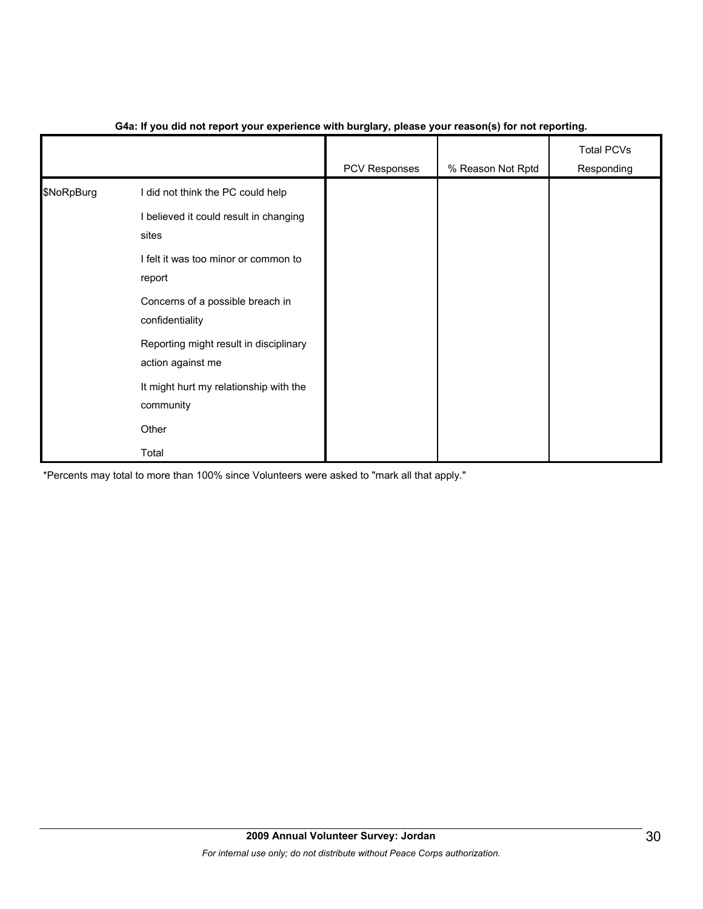**G4a: If you did not report your experience with burglary, please your reason(s) for not reporting.**

| | | PCV Responses | % Reason Not Rptd | Total PCVs Responding |
|---|---|---|---|---|
| $NoRpBurg | I did not think the PC could help | | | |
| | I believed it could result in changing sites | | | |
| | I felt it was too minor or common to report | | | |
| | Concerns of a possible breach in confidentiality | | | |
| | Reporting might result in disciplinary action against me | | | |
| | It might hurt my relationship with the community | | | |
| | Other | | | |
| | Total | | | |

*Percents may total to more than 100% since Volunteers were asked to "mark all that apply."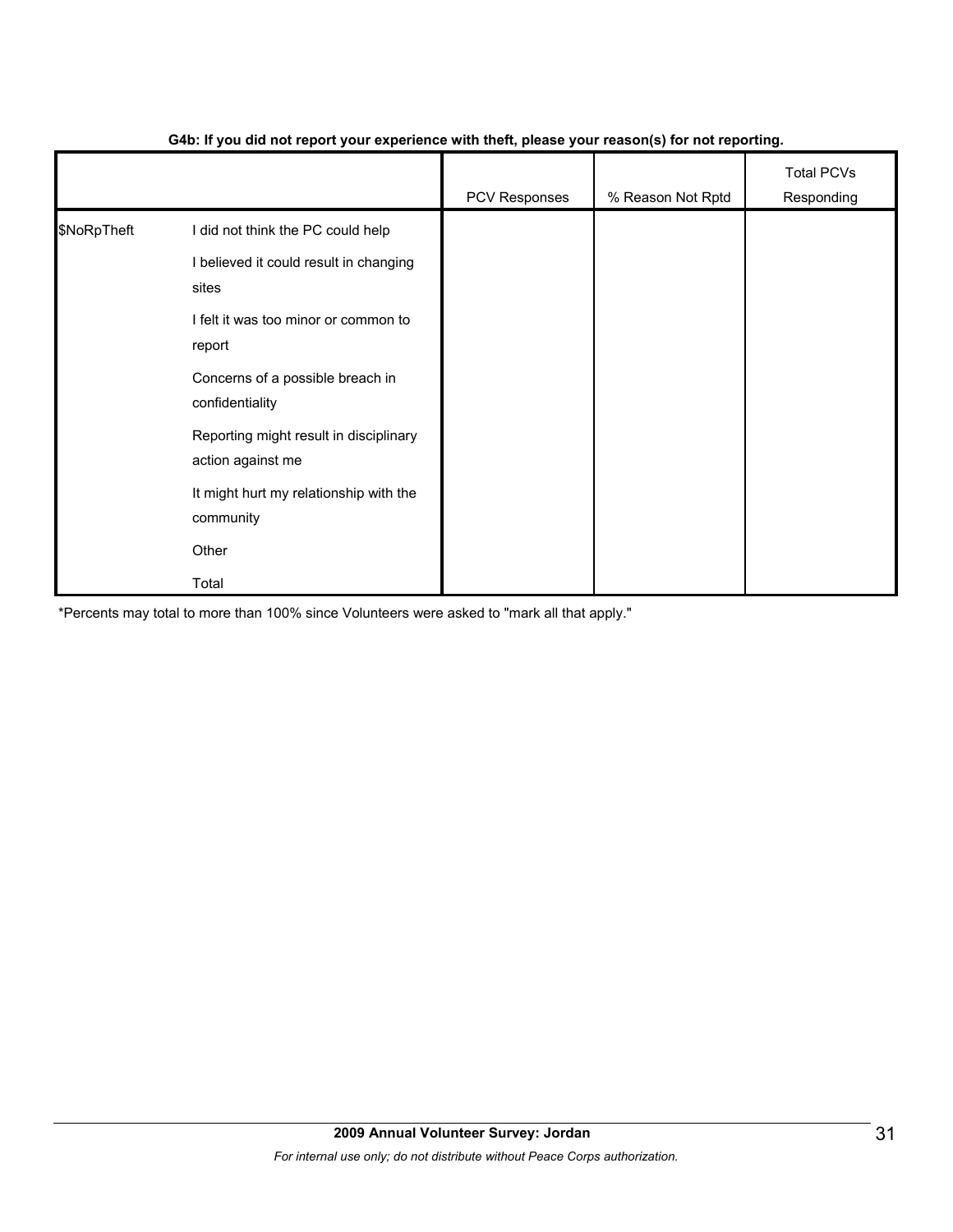**G4b: If you did not report your experience with theft, please your reason(s) for not reporting.**

| | | PCV Responses | % Reason Not Rptd | Total PCVs Responding |
|---|---|---|---|---|
| $NoRpTheft | I did not think the PC could help | | | |
| | I believed it could result in changing sites | | | |
| | I felt it was too minor or common to report | | | |
| | Concerns of a possible breach in confidentiality | | | |
| | Reporting might result in disciplinary action against me | | | |
| | It might hurt my relationship with the community | | | |
| | Other | | | |
| | Total | | | |

*Percents may total to more than 100% since Volunteers were asked to "mark all that apply."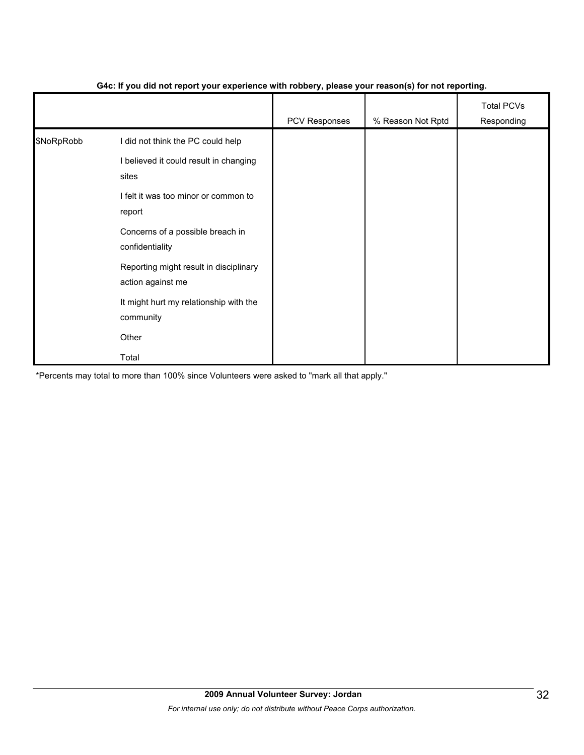**G4c: If you did not report your experience with robbery, please your reason(s) for not reporting.**

| | | PCV Responses | % Reason Not Rptd | Total PCVs Responding |
|---|---|---|---|---|
| $NoRpRobb | I did not think the PC could help | | | |
| | I believed it could result in changing sites | | | |
| | I felt it was too minor or common to report | | | |
| | Concerns of a possible breach in confidentiality | | | |
| | Reporting might result in disciplinary action against me | | | |
| | It might hurt my relationship with the community | | | |
| | Other | | | |
| | Total | | | |

*Percents may total to more than 100% since Volunteers were asked to "mark all that apply."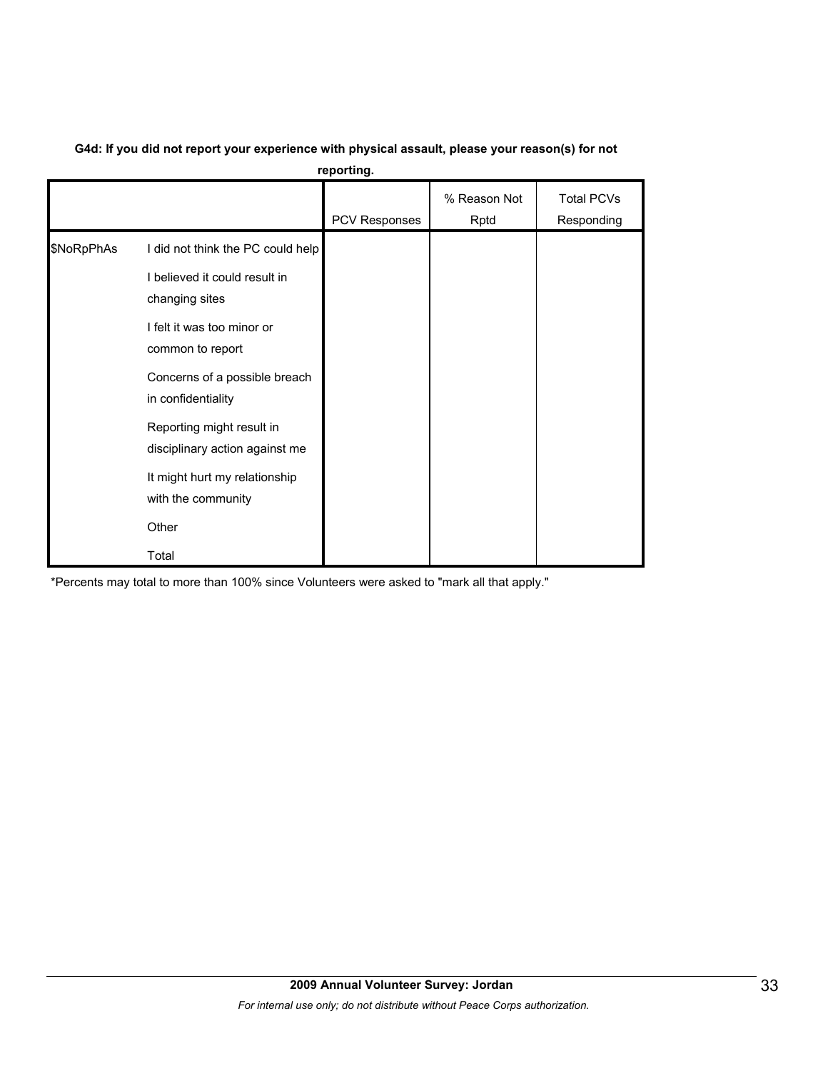**G4d: If you did not report your experience with physical assault, please your reason(s) for not reporting.**

| | | PCV Responses | % Reason Not Rptd | Total PCVs Responding |
|---|---|---|---|---|
| $NoRpPhAs | I did not think the PC could help | | | |
| | I believed it could result in changing sites | | | |
| | I felt it was too minor or common to report | | | |
| | Concerns of a possible breach in confidentiality | | | |
| | Reporting might result in disciplinary action against me | | | |
| | It might hurt my relationship with the community | | | |
| | Other | | | |
| | Total | | | |

*Percents may total to more than 100% since Volunteers were asked to "mark all that apply."

**2009 Annual Volunteer Survey: Jordan**

*For internal use only; do not distribute without Peace Corps authorization.*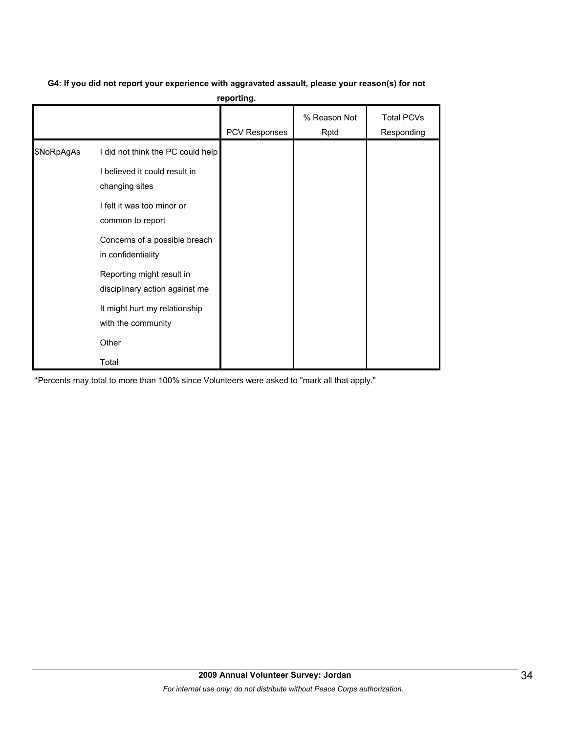**G4: If you did not report your experience with aggravated assault, please your reason(s) for not reporting.**

| | | PCV Responses | % Reason Not Rptd | Total PCVs Responding |
|---|---|---|---|---|
| $NoRpAgAs | I did not think the PC could help | | | |
| | I believed it could result in changing sites | | | |
| | I felt it was too minor or common to report | | | |
| | Concerns of a possible breach in confidentiality | | | |
| | Reporting might result in disciplinary action against me | | | |
| | It might hurt my relationship with the community | | | |
| | Other | | | |
| | Total | | | |

*Percents may total to more than 100% since Volunteers were asked to "mark all that apply."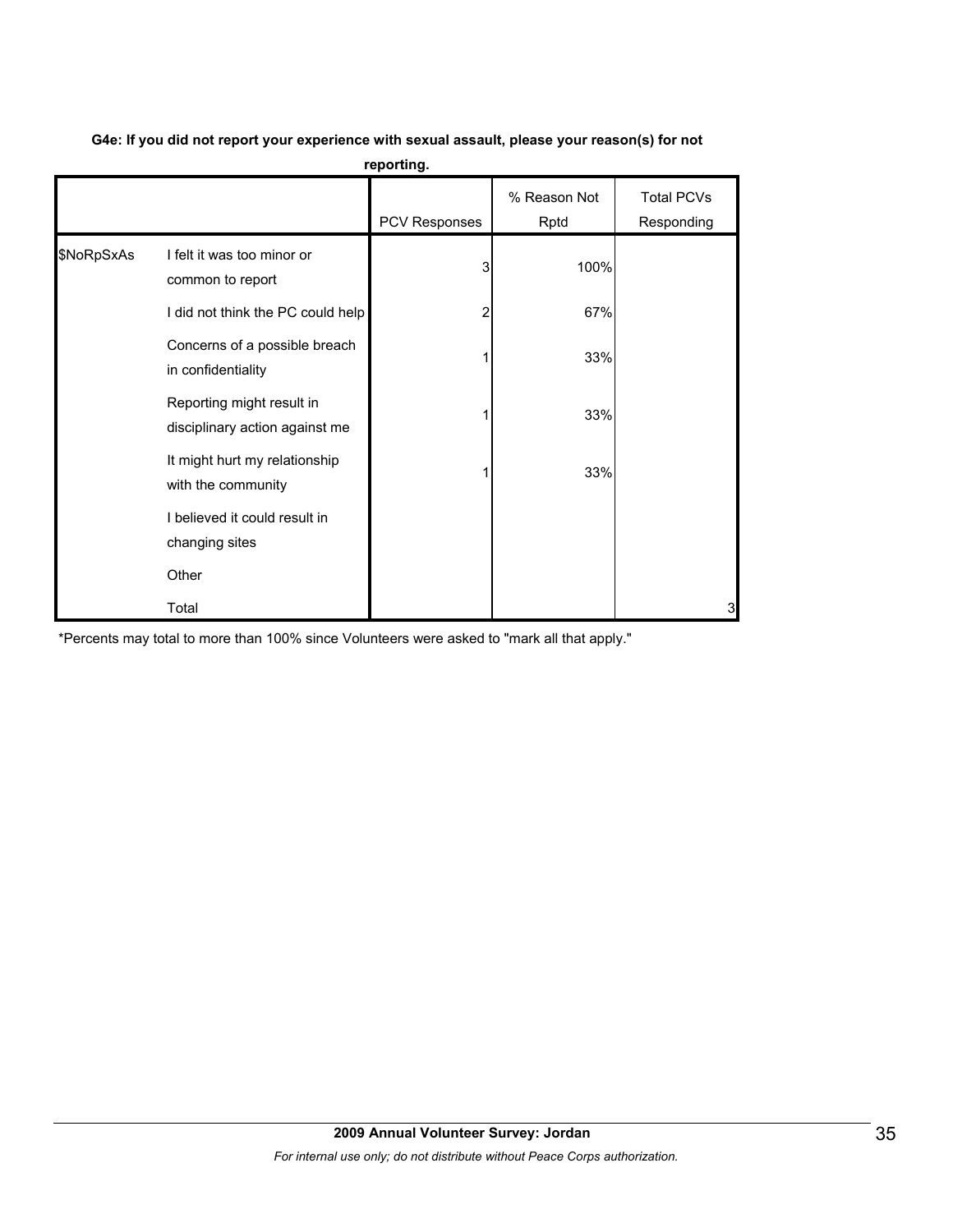**G4e: If you did not report your experience with sexual assault, please your reason(s) for not reporting.**

| | | PCV Responses | % Reason Not Rptd | Total PCVs Responding |
|---|---|---|---|---|
| $NoRpSxAs | I felt it was too minor or common to report | 3 | 100% | |
| | I did not think the PC could help | 2 | 67% | |
| | Concerns of a possible breach in confidentiality | 1 | 33% | |
| | Reporting might result in disciplinary action against me | 1 | 33% | |
| | It might hurt my relationship with the community | 1 | 33% | |
| | I believed it could result in changing sites | | | |
| | Other | | | |
| | Total | | | 3 |

*Percents may total to more than 100% since Volunteers were asked to "mark all that apply."

**2009 Annual Volunteer Survey: Jordan**

*For internal use only; do not distribute without Peace Corps authorization.*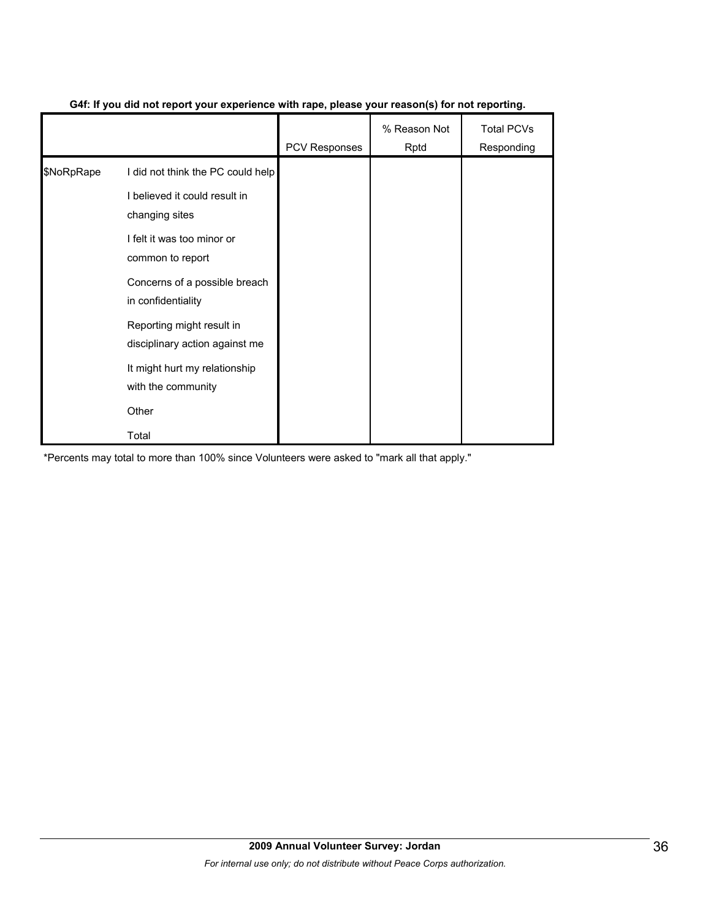**G4f: If you did not report your experience with rape, please your reason(s) for not reporting.**

| | | PCV Responses | % Reason Not Rptd | Total PCVs Responding |
|---|---|---|---|---|
| $NoRpRape | I did not think the PC could help | | | |
| | I believed it could result in changing sites | | | |
| | I felt it was too minor or common to report | | | |
| | Concerns of a possible breach in confidentiality | | | |
| | Reporting might result in disciplinary action against me | | | |
| | It might hurt my relationship with the community | | | |
| | Other | | | |
| | Total | | | |

*Percents may total to more than 100% since Volunteers were asked to "mark all that apply."

**2009 Annual Volunteer Survey: Jordan**

*For internal use only; do not distribute without Peace Corps authorization.*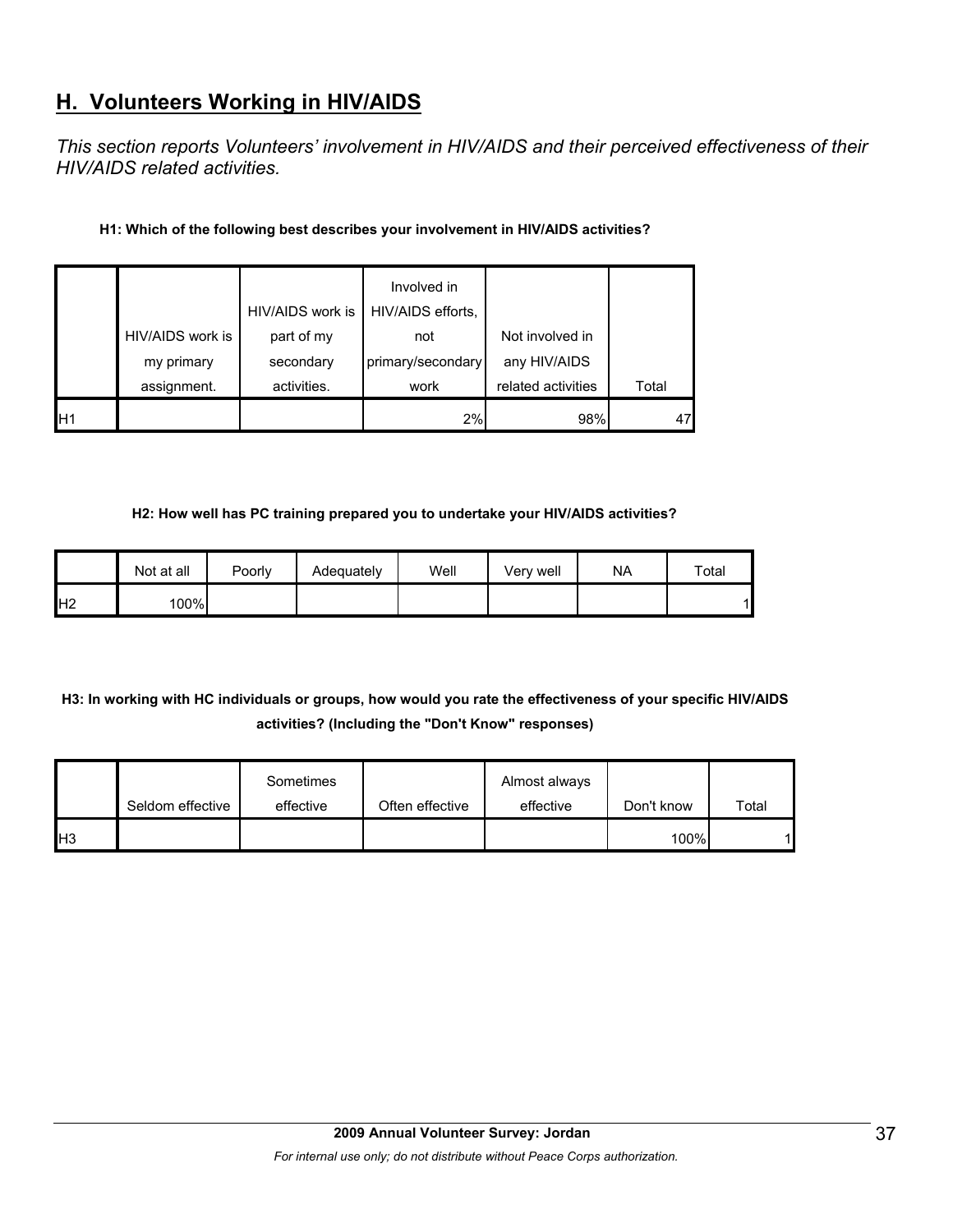## H. Volunteers Working in HIV/AIDS

*This section reports Volunteers' involvement in HIV/AIDS and their perceived effectiveness of their HIV/AIDS related activities.*

**H1: Which of the following best describes your involvement in HIV/AIDS activities?**

| | HIV/AIDS work is my primary assignment. | HIV/AIDS work is part of my secondary activities. | Involved in HIV/AIDS efforts, not primary/secondary work | Not involved in any HIV/AIDS related activities | Total |
|---|---|---|---|---|---|
| H1 | | | 2% | 98% | 47 |

**H2: How well has PC training prepared you to undertake your HIV/AIDS activities?**

| | Not at all | Poorly | Adequately | Well | Very well | NA | Total |
|---|---|---|---|---|---|---|---|
| H2 | 100% | | | | | | 1 |

**H3: In working with HC individuals or groups, how would you rate the effectiveness of your specific HIV/AIDS activities? (Including the "Don't Know" responses)**

| | Seldom effective | Sometimes effective | Often effective | Almost always effective | Don't know | Total |
|---|---|---|---|---|---|---|
| H3 | | | | | 100% | 1 |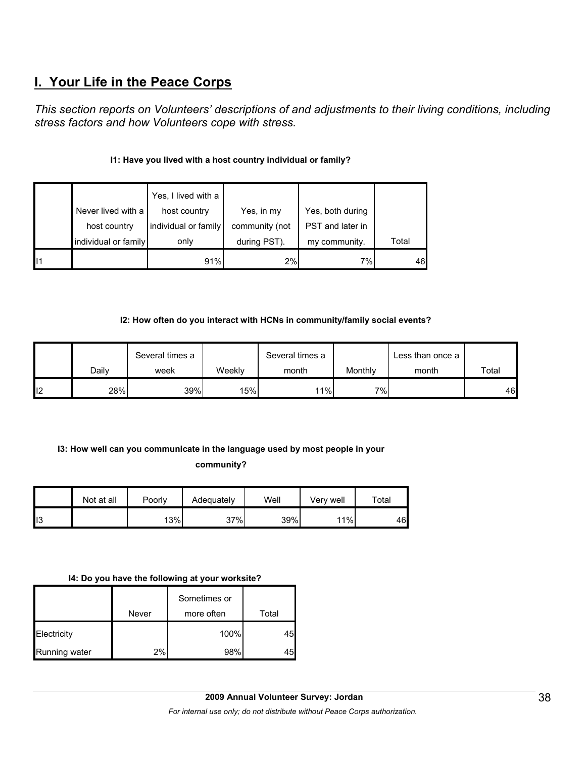## I. Your Life in the Peace Corps

*This section reports on Volunteers' descriptions of and adjustments to their living conditions, including stress factors and how Volunteers cope with stress.*

**I1: Have you lived with a host country individual or family?**

| | Never lived with a host country individual or family | Yes, I lived with a host country individual or family only | Yes, in my community (not during PST). | Yes, both during PST and later in my community. | Total |
|---|---|---|---|---|---|
| I1 | | 91% | 2% | 7% | 46 |

**I2: How often do you interact with HCNs in community/family social events?**

| | Daily | Several times a week | Weekly | Several times a month | Monthly | Less than once a month | Total |
|---|---|---|---|---|---|---|---|
| I2 | 28% | 39% | 15% | 11% | 7% | | 46 |

**I3: How well can you communicate in the language used by most people in your community?**

| | Not at all | Poorly | Adequately | Well | Very well | Total |
|---|---|---|---|---|---|---|
| I3 | | 13% | 37% | 39% | 11% | 46 |

**I4: Do you have the following at your worksite?**

| | Never | Sometimes or more often | Total |
|---|---|---|---|
| Electricity | | 100% | 45 |
| Running water | 2% | 98% | 45 |

**2009 Annual Volunteer Survey: Jordan**

*For internal use only; do not distribute without Peace Corps authorization.*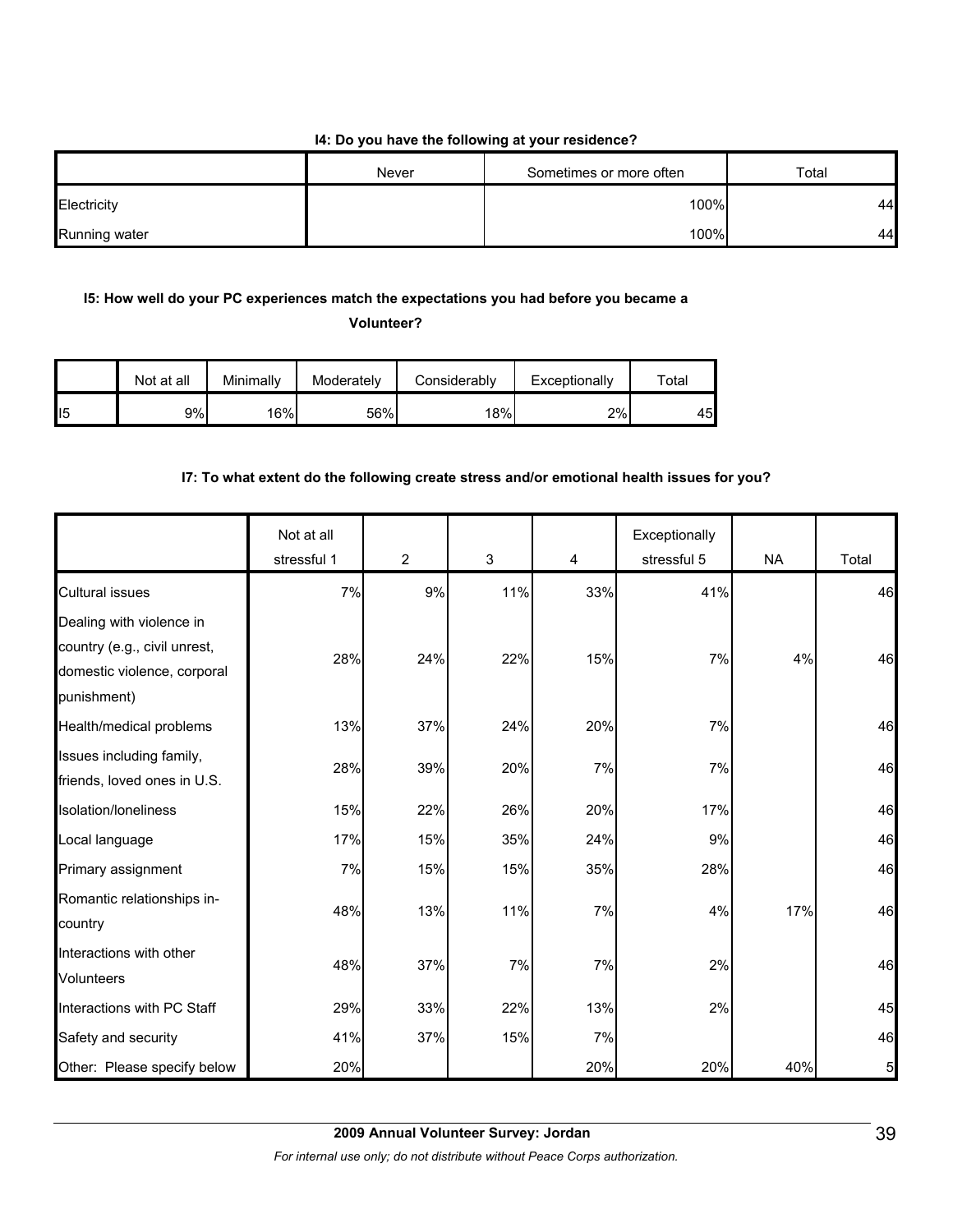**I4: Do you have the following at your residence?**

| | Never | Sometimes or more often | Total |
|---|---|---|---|
| Electricity | | 100% | 44 |
| Running water | | 100% | 44 |

**I5: How well do your PC experiences match the expectations you had before you became a Volunteer?**

| | Not at all | Minimally | Moderately | Considerably | Exceptionally | Total |
|---|---|---|---|---|---|---|
| I5 | 9% | 16% | 56% | 18% | 2% | 45 |

**I7: To what extent do the following create stress and/or emotional health issues for you?**

| | Not at all stressful 1 | 2 | 3 | 4 | Exceptionally stressful 5 | NA | Total |
|---|---|---|---|---|---|---|---|
| Cultural issues | 7% | 9% | 11% | 33% | 41% | | 46 |
| Dealing with violence in country (e.g., civil unrest, domestic violence, corporal punishment) | 28% | 24% | 22% | 15% | 7% | 4% | 46 |
| Health/medical problems | 13% | 37% | 24% | 20% | 7% | | 46 |
| Issues including family, friends, loved ones in U.S. | 28% | 39% | 20% | 7% | 7% | | 46 |
| Isolation/loneliness | 15% | 22% | 26% | 20% | 17% | | 46 |
| Local language | 17% | 15% | 35% | 24% | 9% | | 46 |
| Primary assignment | 7% | 15% | 15% | 35% | 28% | | 46 |
| Romantic relationships in-country | 48% | 13% | 11% | 7% | 4% | 17% | 46 |
| Interactions with other Volunteers | 48% | 37% | 7% | 7% | 2% | | 46 |
| Interactions with PC Staff | 29% | 33% | 22% | 13% | 2% | | 45 |
| Safety and security | 41% | 37% | 15% | 7% | | | 46 |
| Other: Please specify below | 20% | | | 20% | 20% | 40% | 5 |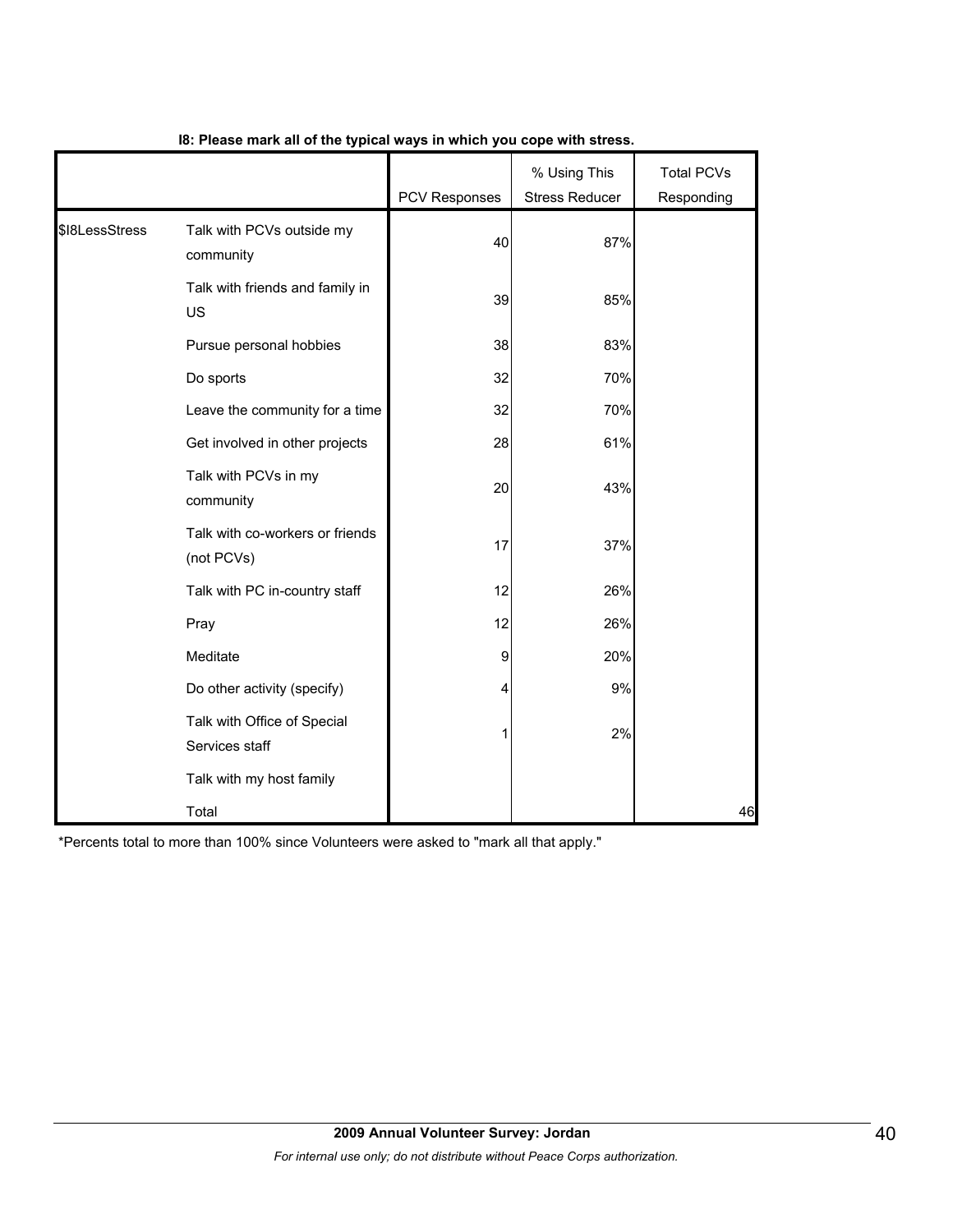**I8: Please mark all of the typical ways in which you cope with stress.**

| | | PCV Responses | % Using This Stress Reducer | Total PCVs Responding |
|---|---|---|---|---|
| $I8LessStress | Talk with PCVs outside my community | 40 | 87% | |
| | Talk with friends and family in US | 39 | 85% | |
| | Pursue personal hobbies | 38 | 83% | |
| | Do sports | 32 | 70% | |
| | Leave the community for a time | 32 | 70% | |
| | Get involved in other projects | 28 | 61% | |
| | Talk with PCVs in my community | 20 | 43% | |
| | Talk with co-workers or friends (not PCVs) | 17 | 37% | |
| | Talk with PC in-country staff | 12 | 26% | |
| | Pray | 12 | 26% | |
| | Meditate | 9 | 20% | |
| | Do other activity (specify) | 4 | 9% | |
| | Talk with Office of Special Services staff | 1 | 2% | |
| | Talk with my host family | | | |
| | Total | | | 46 |

*Percents total to more than 100% since Volunteers were asked to "mark all that apply."

**2009 Annual Volunteer Survey: Jordan**

*For internal use only; do not distribute without Peace Corps authorization.*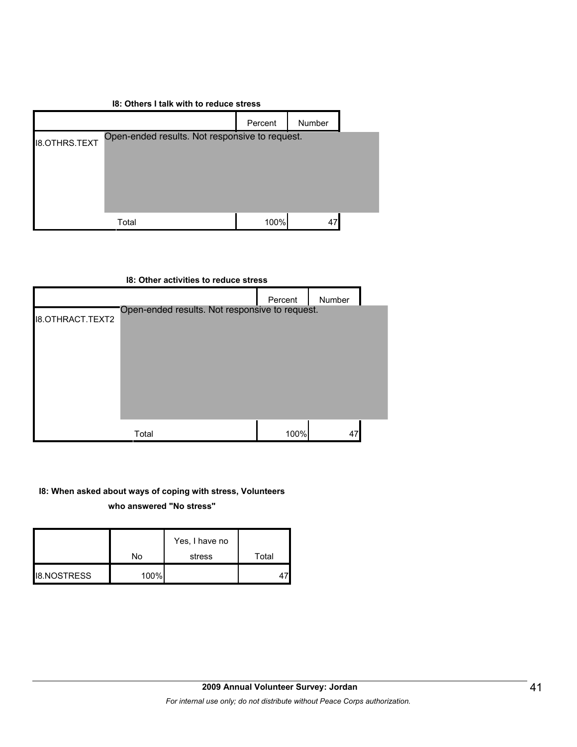**I8: Others I talk with to reduce stress**

| | | Percent | Number |
|---|---|---|---|
| I8.OTHRS.TEXT | Open-ended results. Not responsive to request. | | |
| | Total | 100% | 47 |

**I8: Other activities to reduce stress**

| | | Percent | Number |
|---|---|---|---|
| I8.OTHRACT.TEXT2 | Open-ended results. Not responsive to request. | | |
| | Total | 100% | 47 |

**I8: When asked about ways of coping with stress, Volunteers who answered "No stress"**

| | No | Yes, I have no stress | Total |
|---|---|---|---|
| I8.NOSTRESS | 100% | | 47 |

**2009 Annual Volunteer Survey: Jordan**

*For internal use only; do not distribute without Peace Corps authorization.*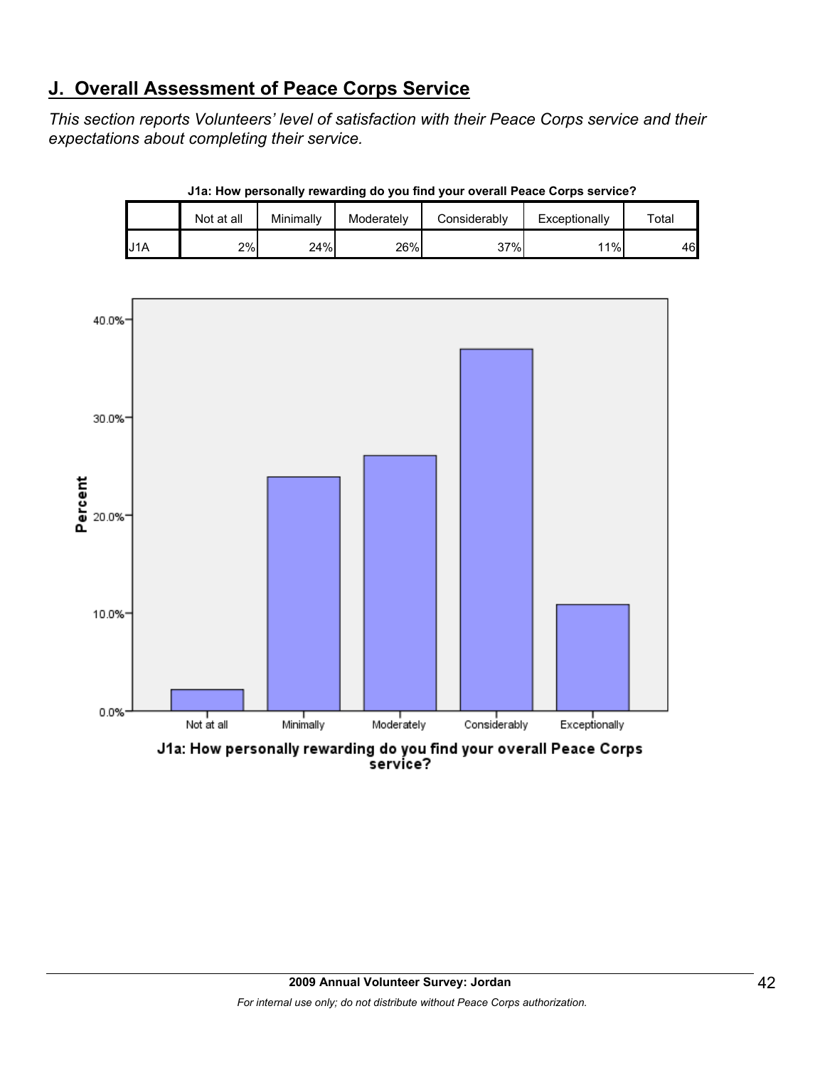## J. Overall Assessment of Peace Corps Service

*This section reports Volunteers' level of satisfaction with their Peace Corps service and their expectations about completing their service.*

**J1a: How personally rewarding do you find your overall Peace Corps service?**

| | Not at all | Minimally | Moderately | Considerably | Exceptionally | Total |
|---|---|---|---|---|---|---|
| J1A | 2% | 24% | 26% | 37% | 11% | 46 |

J1a: How personally rewarding do you find your overall Peace Corps service?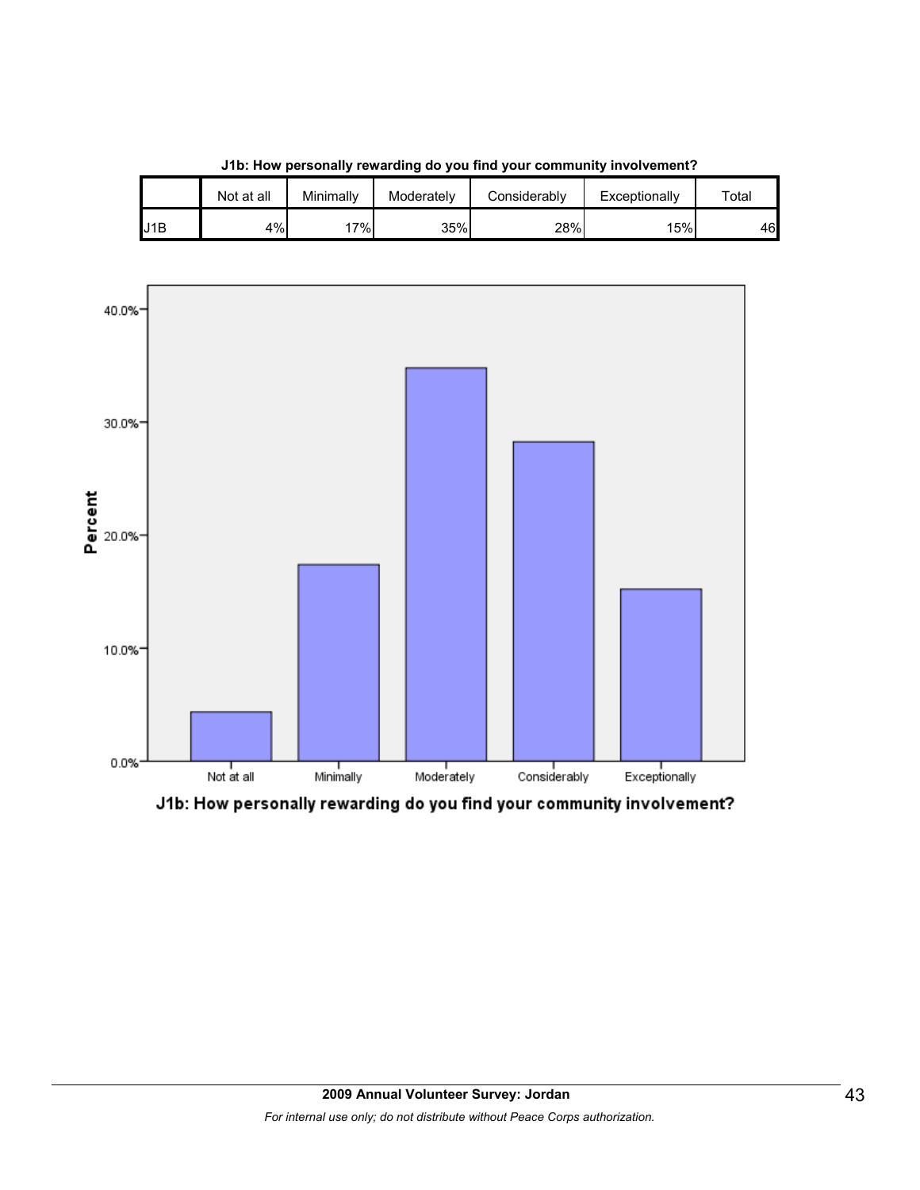**J1b: How personally rewarding do you find your community involvement?**

| | Not at all | Minimally | Moderately | Considerably | Exceptionally | Total |
|---|---|---|---|---|---|---|
| J1B | 4% | 17% | 35% | 28% | 15% | 46 |

J1b: How personally rewarding do you find your community involvement?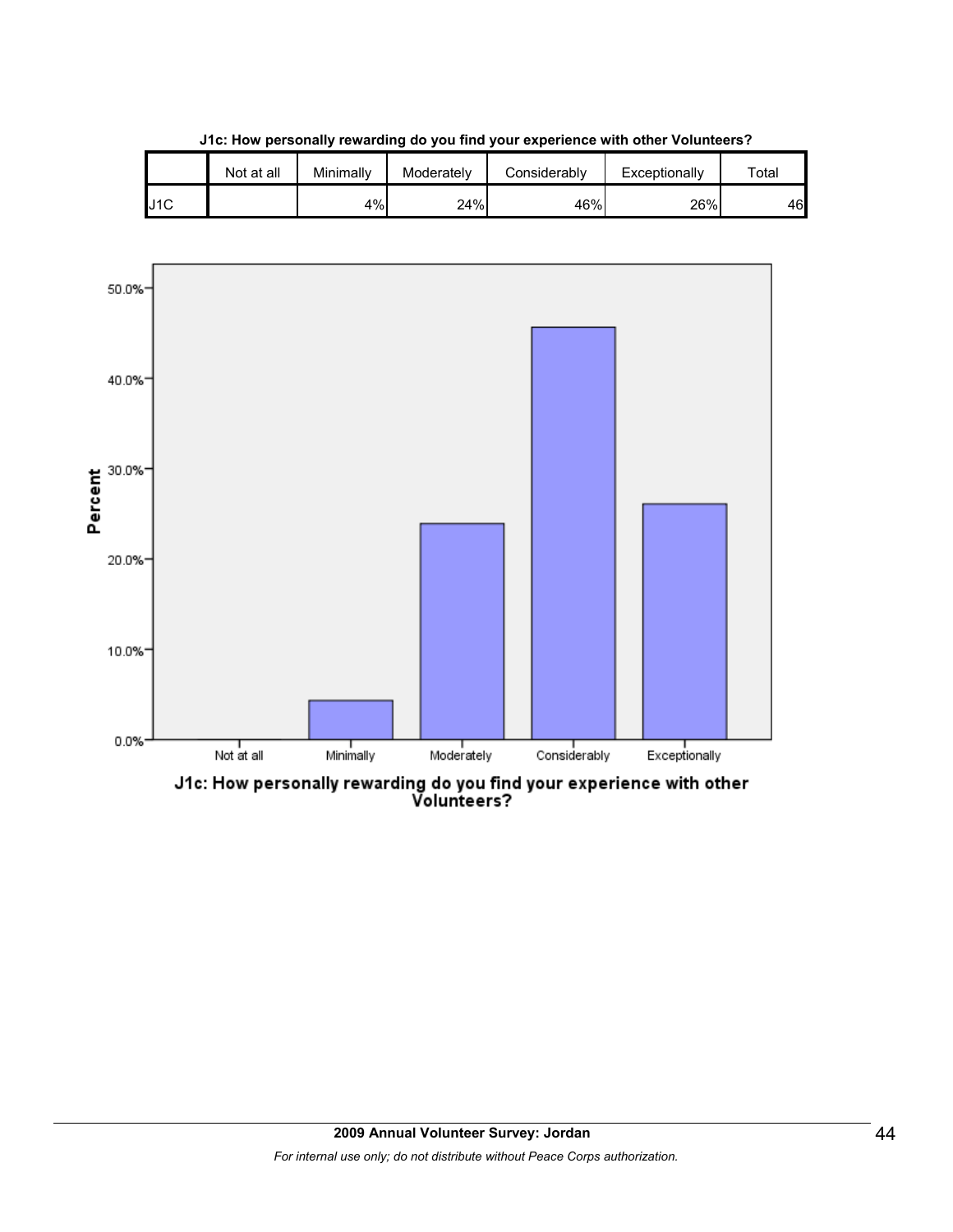**J1c: How personally rewarding do you find your experience with other Volunteers?**

| | Not at all | Minimally | Moderately | Considerably | Exceptionally | Total |
|---|---|---|---|---|---|---|
| J1C | | 4% | 24% | 46% | 26% | 46 |

J1c: How personally rewarding do you find your experience with other Volunteers?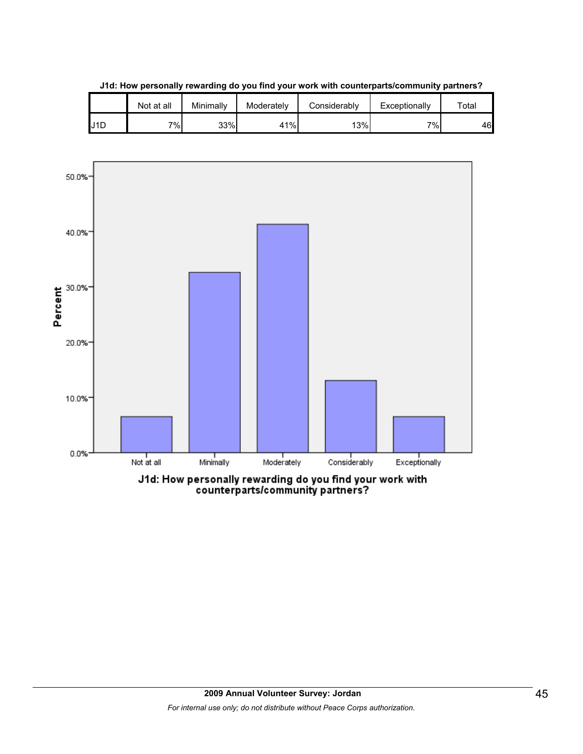**J1d: How personally rewarding do you find your work with counterparts/community partners?**

| | Not at all | Minimally | Moderately | Considerably | Exceptionally | Total |
|---|---|---|---|---|---|---|
| J1D | 7% | 33% | 41% | 13% | 7% | 46 |

J1d: How personally rewarding do you find your work with counterparts/community partners?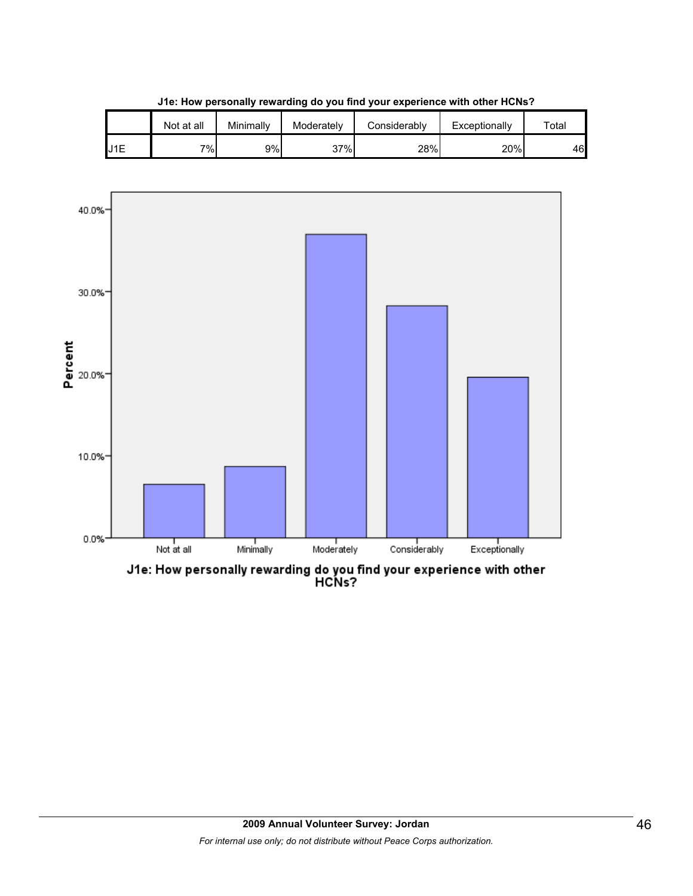**J1e: How personally rewarding do you find your experience with other HCNs?**

| | Not at all | Minimally | Moderately | Considerably | Exceptionally | Total |
|---|---|---|---|---|---|---|
| J1E | 7% | 9% | 37% | 28% | 20% | 46 |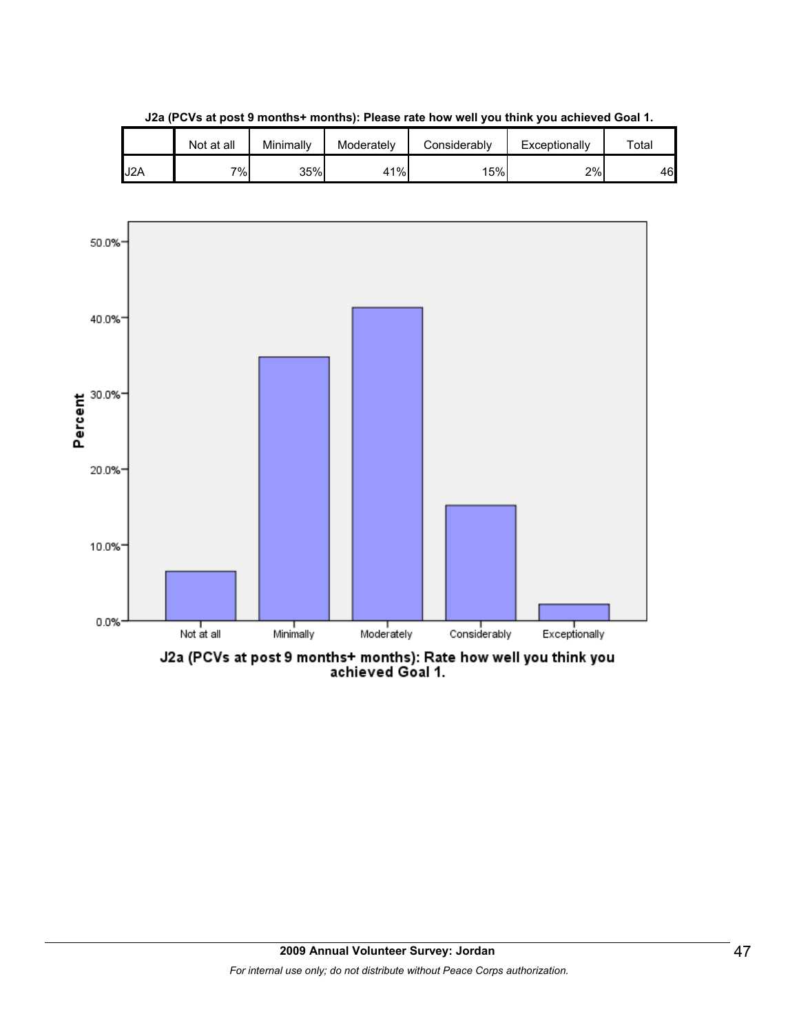**J2a (PCVs at post 9 months+ months): Please rate how well you think you achieved Goal 1.**

| | Not at all | Minimally | Moderately | Considerably | Exceptionally | Total |
|---|---|---|---|---|---|---|
| J2A | 7% | 35% | 41% | 15% | 2% | 46 |

J2a (PCVs at post 9 months+ months): Rate how well you think you achieved Goal 1.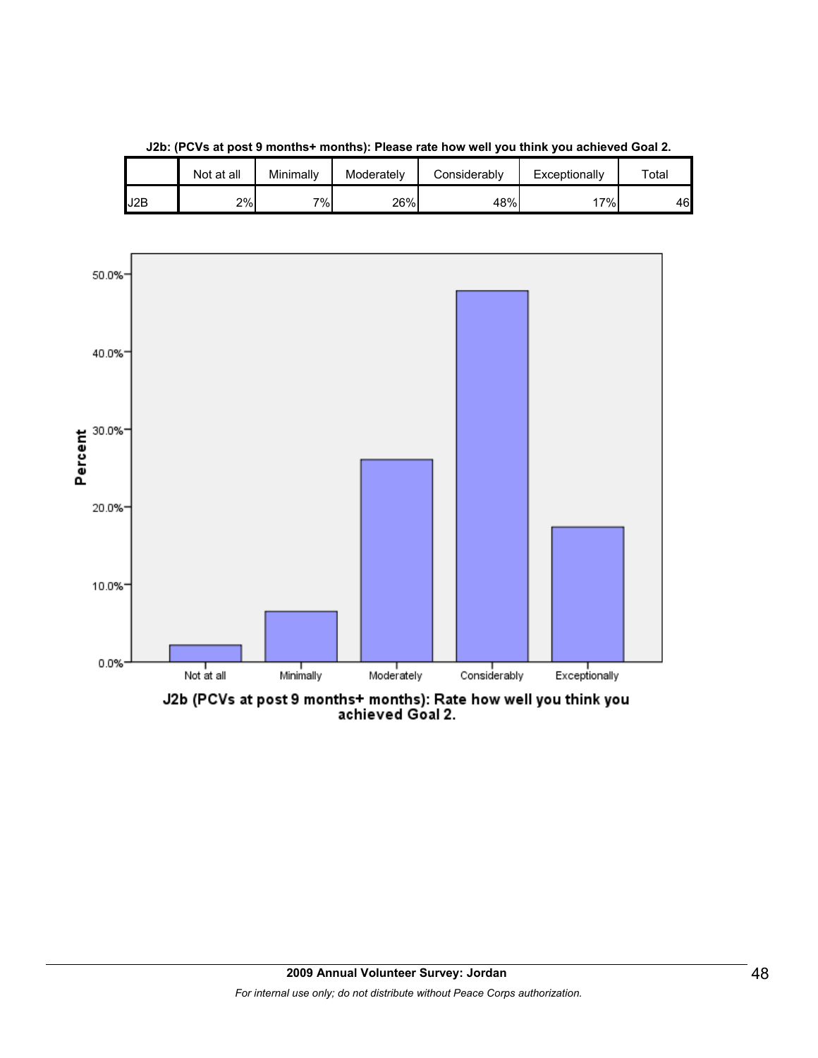**J2b: (PCVs at post 9 months+ months): Please rate how well you think you achieved Goal 2.**

| | Not at all | Minimally | Moderately | Considerably | Exceptionally | Total |
|---|---|---|---|---|---|---|
| J2B | 2% | 7% | 26% | 48% | 17% | 46 |

J2b (PCVs at post 9 months+ months): Rate how well you think you achieved Goal 2.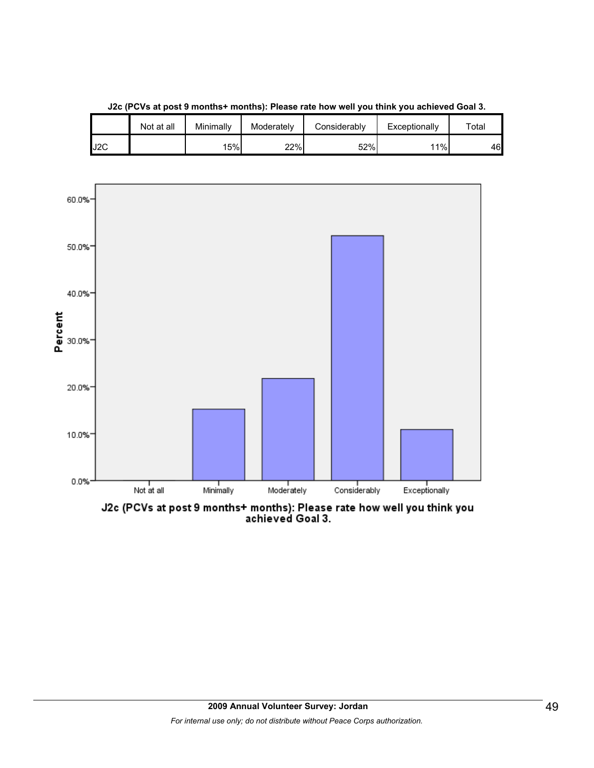**J2c (PCVs at post 9 months+ months): Please rate how well you think you achieved Goal 3.**

| | Not at all | Minimally | Moderately | Considerably | Exceptionally | Total |
|---|---|---|---|---|---|---|
| J2C | | 15% | 22% | 52% | 11% | 46 |

J2c (PCVs at post 9 months+ months): Please rate how well you think you achieved Goal 3.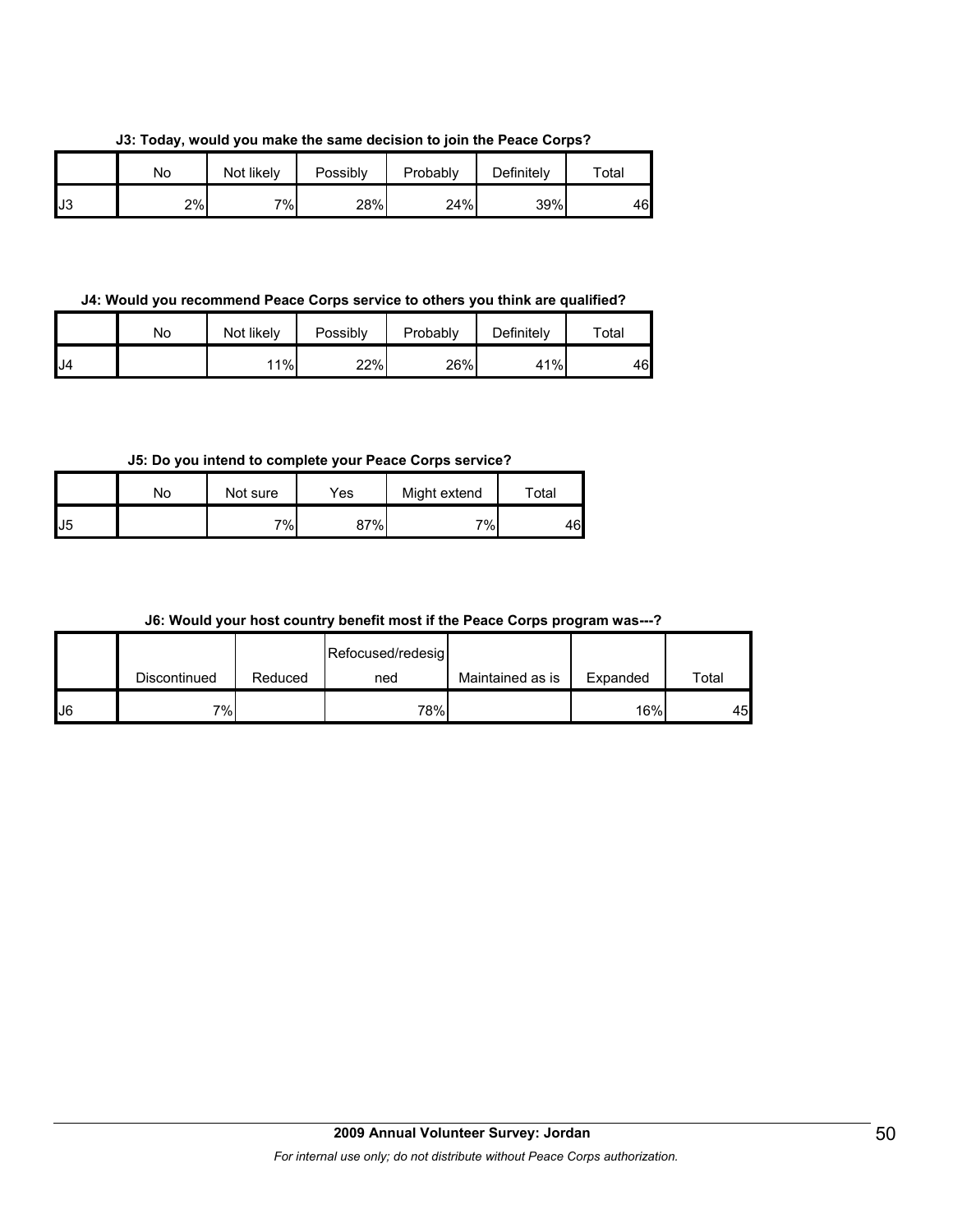**J3: Today, would you make the same decision to join the Peace Corps?**

| | No | Not likely | Possibly | Probably | Definitely | Total |
|---|---|---|---|---|---|---|
| J3 | 2% | 7% | 28% | 24% | 39% | 46 |

**J4: Would you recommend Peace Corps service to others you think are qualified?**

| | No | Not likely | Possibly | Probably | Definitely | Total |
|---|---|---|---|---|---|---|
| J4 | | 11% | 22% | 26% | 41% | 46 |

**J5: Do you intend to complete your Peace Corps service?**

| | No | Not sure | Yes | Might extend | Total |
|---|---|---|---|---|---|
| J5 | | 7% | 87% | 7% | 46 |

**J6: Would your host country benefit most if the Peace Corps program was---?**

| | Discontinued | Reduced | Refocused/redesigned | Maintained as is | Expanded | Total |
|---|---|---|---|---|---|---|
| J6 | 7% | | 78% | | 16% | 45 |

**2009 Annual Volunteer Survey: Jordan**

*For internal use only; do not distribute without Peace Corps authorization.*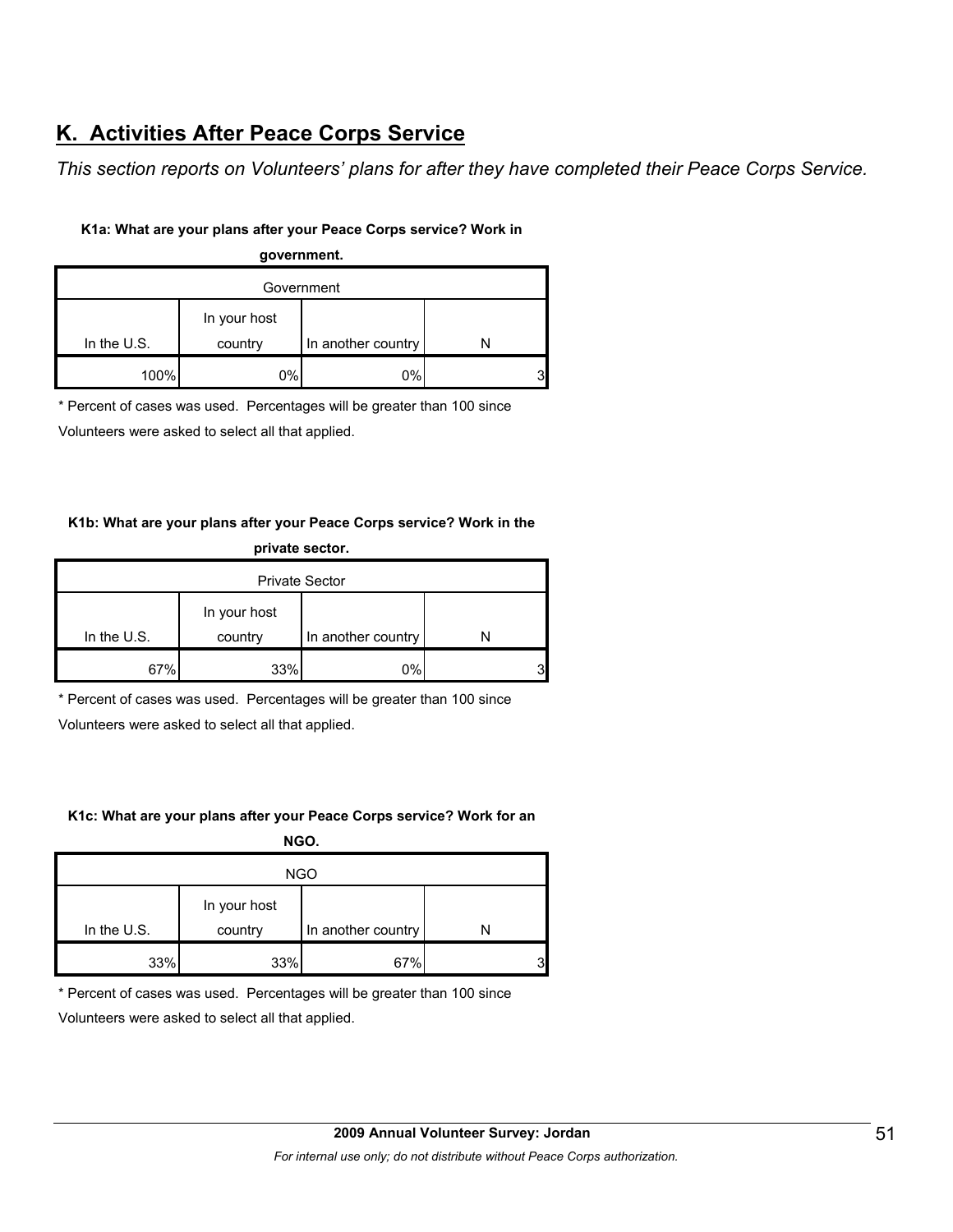## K. Activities After Peace Corps Service

*This section reports on Volunteers' plans for after they have completed their Peace Corps Service.*

**K1a: What are your plans after your Peace Corps service? Work in government.**

| Government | | | |
|---|---|---|---|
| In the U.S. | In your host country | In another country | N |
| 100% | 0% | 0% | 3 |

* Percent of cases was used. Percentages will be greater than 100 since Volunteers were asked to select all that applied.

**K1b: What are your plans after your Peace Corps service? Work in the private sector.**

| Private Sector | | | |
|---|---|---|---|
| In the U.S. | In your host country | In another country | N |
| 67% | 33% | 0% | 3 |

* Percent of cases was used. Percentages will be greater than 100 since Volunteers were asked to select all that applied.

**K1c: What are your plans after your Peace Corps service? Work for an NGO.**

| NGO | | | |
|---|---|---|---|
| In the U.S. | In your host country | In another country | N |
| 33% | 33% | 67% | 3 |

* Percent of cases was used. Percentages will be greater than 100 since Volunteers were asked to select all that applied.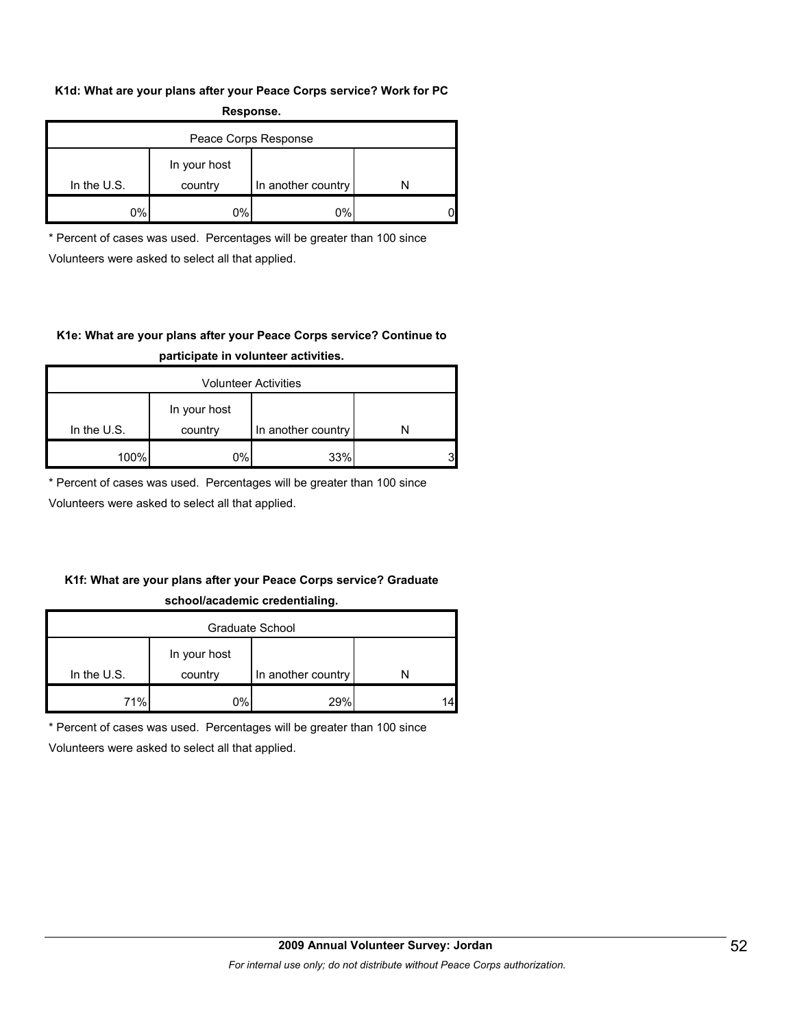**K1d: What are your plans after your Peace Corps service? Work for PC Response.**

| Peace Corps Response | | | |
|---|---|---|---|
| In the U.S. | In your host country | In another country | N |
| 0% | 0% | 0% | 0 |

* Percent of cases was used. Percentages will be greater than 100 since Volunteers were asked to select all that applied.

**K1e: What are your plans after your Peace Corps service? Continue to participate in volunteer activities.**

| Volunteer Activities | | | |
|---|---|---|---|
| In the U.S. | In your host country | In another country | N |
| 100% | 0% | 33% | 3 |

* Percent of cases was used. Percentages will be greater than 100 since Volunteers were asked to select all that applied.

**K1f: What are your plans after your Peace Corps service? Graduate school/academic credentialing.**

| Graduate School | | | |
|---|---|---|---|
| In the U.S. | In your host country | In another country | N |
| 71% | 0% | 29% | 14 |

* Percent of cases was used. Percentages will be greater than 100 since Volunteers were asked to select all that applied.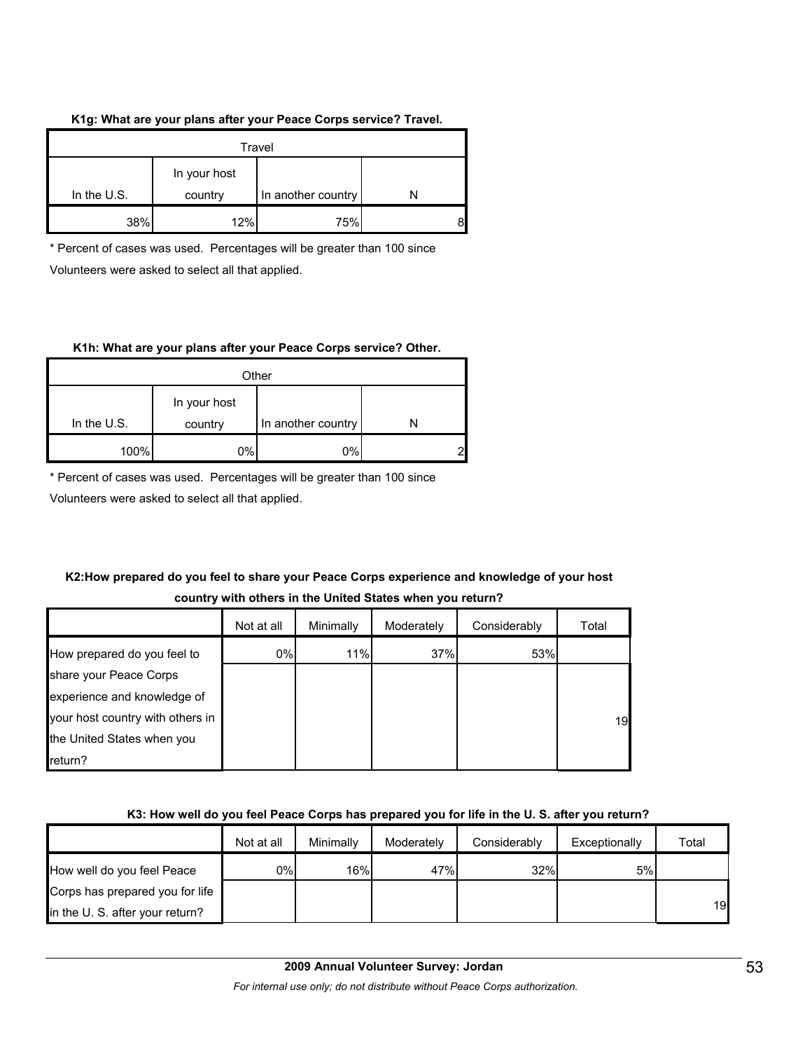**K1g: What are your plans after your Peace Corps service? Travel.**

| Travel | | | |
|---|---|---|---|
| In the U.S. | In your host country | In another country | N |
| 38% | 12% | 75% | 8 |

* Percent of cases was used. Percentages will be greater than 100 since Volunteers were asked to select all that applied.

**K1h: What are your plans after your Peace Corps service? Other.**

| Other | | | |
|---|---|---|---|
| In the U.S. | In your host country | In another country | N |
| 100% | 0% | 0% | 2 |

* Percent of cases was used. Percentages will be greater than 100 since Volunteers were asked to select all that applied.

**K2:How prepared do you feel to share your Peace Corps experience and knowledge of your host country with others in the United States when you return?**

| | Not at all | Minimally | Moderately | Considerably | Total |
|---|---|---|---|---|---|
| How prepared do you feel to share your Peace Corps experience and knowledge of your host country with others in the United States when you return? | 0% | 11% | 37% | 53% | 19 |

**K3: How well do you feel Peace Corps has prepared you for life in the U. S. after you return?**

| | Not at all | Minimally | Moderately | Considerably | Exceptionally | Total |
|---|---|---|---|---|---|---|
| How well do you feel Peace Corps has prepared you for life in the U. S. after your return? | 0% | 16% | 47% | 32% | 5% | 19 |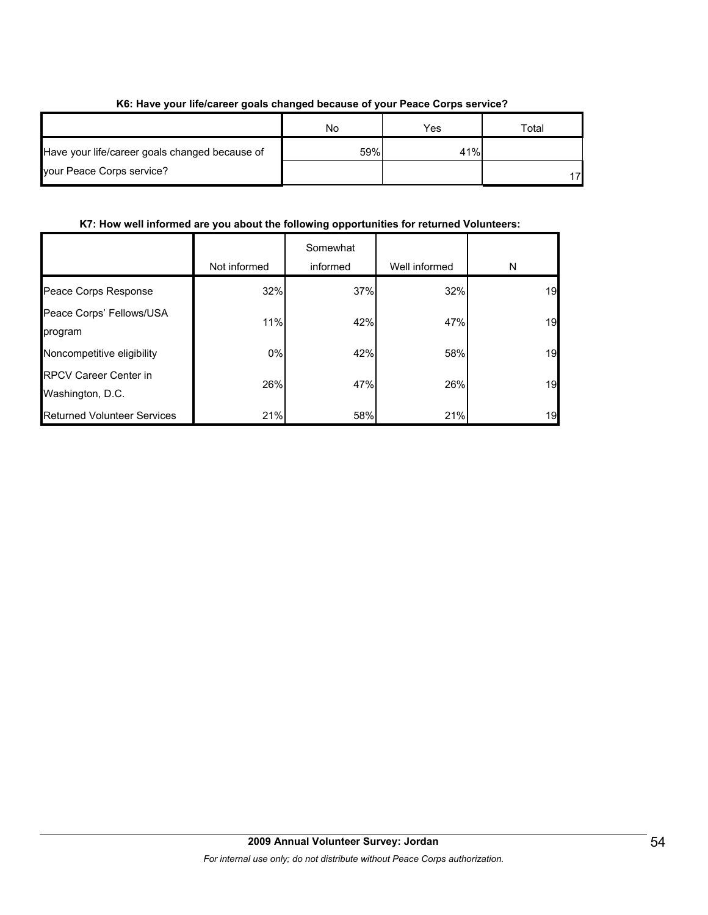**K6: Have your life/career goals changed because of your Peace Corps service?**

| | No | Yes | Total |
|---|---|---|---|
| Have your life/career goals changed because of your Peace Corps service? | 59% | 41% | 17 |

**K7: How well informed are you about the following opportunities for returned Volunteers:**

| | Not informed | Somewhat informed | Well informed | N |
|---|---|---|---|---|
| Peace Corps Response | 32% | 37% | 32% | 19 |
| Peace Corps' Fellows/USA program | 11% | 42% | 47% | 19 |
| Noncompetitive eligibility | 0% | 42% | 58% | 19 |
| RPCV Career Center in Washington, D.C. | 26% | 47% | 26% | 19 |
| Returned Volunteer Services | 21% | 58% | 21% | 19 |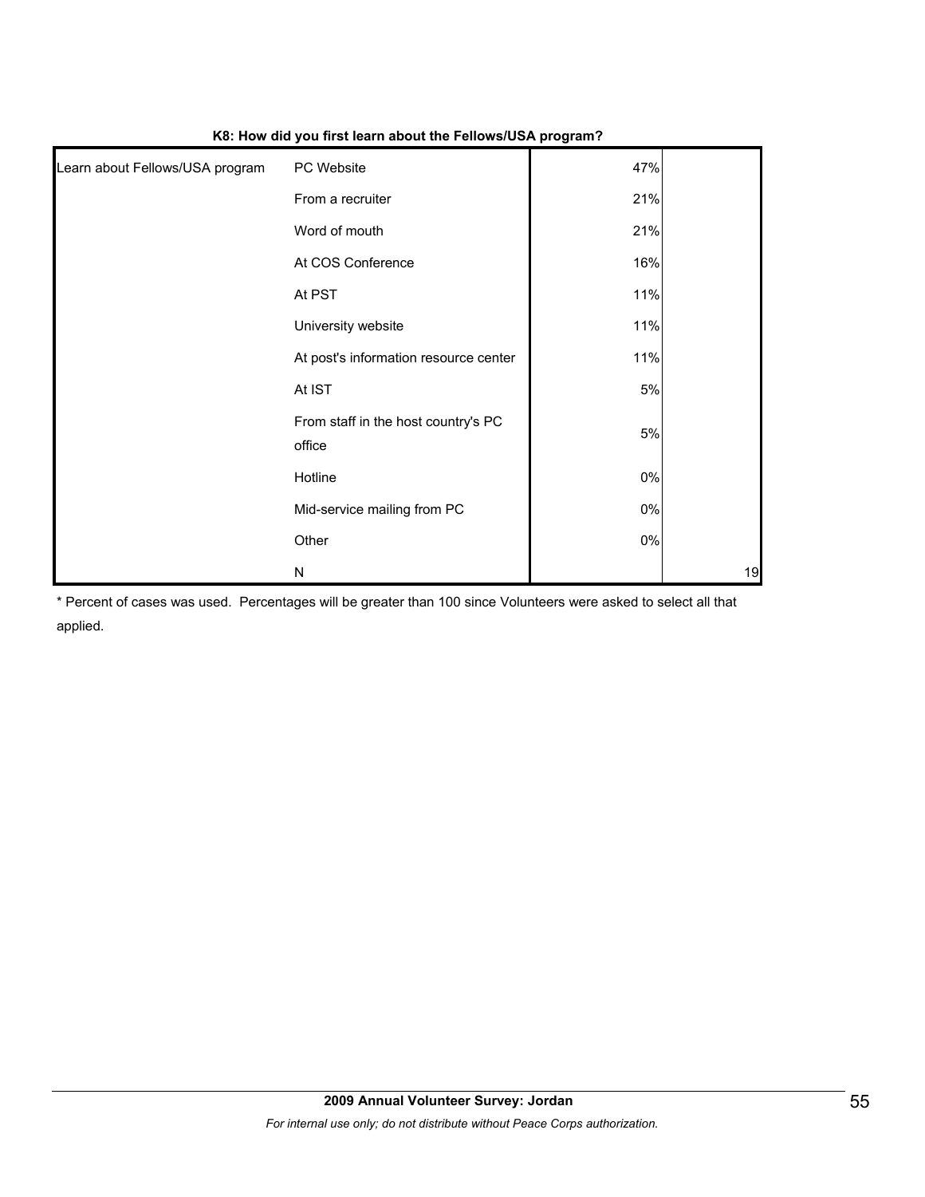**K8: How did you first learn about the Fellows/USA program?**

| | | | |
|---|---|---|---|
| Learn about Fellows/USA program | PC Website | 47% | |
| | From a recruiter | 21% | |
| | Word of mouth | 21% | |
| | At COS Conference | 16% | |
| | At PST | 11% | |
| | University website | 11% | |
| | At post's information resource center | 11% | |
| | At IST | 5% | |
| | From staff in the host country's PC office | 5% | |
| | Hotline | 0% | |
| | Mid-service mailing from PC | 0% | |
| | Other | 0% | |
| | N | | 19 |

* Percent of cases was used. Percentages will be greater than 100 since Volunteers were asked to select all that applied.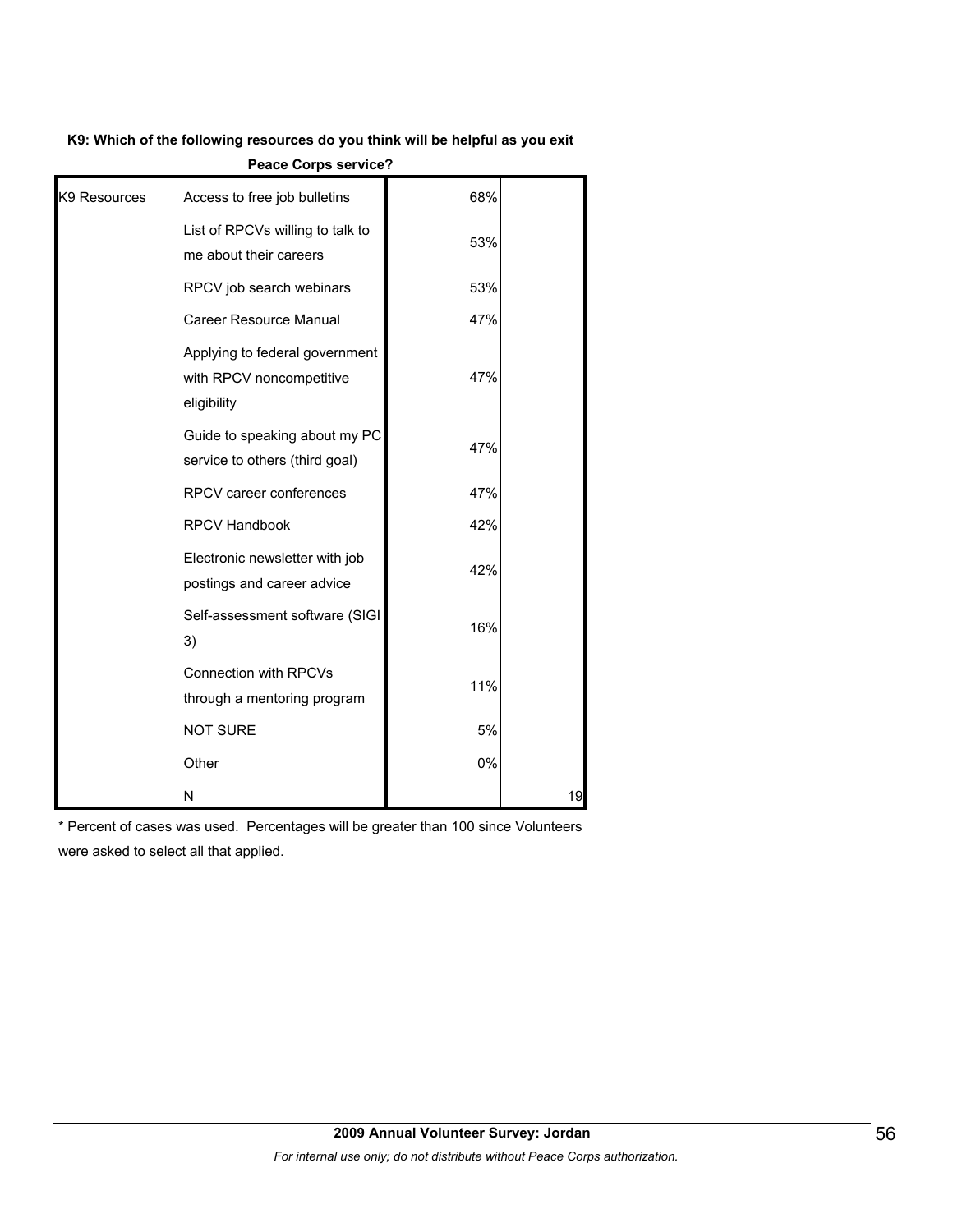**K9: Which of the following resources do you think will be helpful as you exit Peace Corps service?**

| | | | |
|---|---|---|---|
| K9 Resources | Access to free job bulletins | 68% | |
| | List of RPCVs willing to talk to me about their careers | 53% | |
| | RPCV job search webinars | 53% | |
| | Career Resource Manual | 47% | |
| | Applying to federal government with RPCV noncompetitive eligibility | 47% | |
| | Guide to speaking about my PC service to others (third goal) | 47% | |
| | RPCV career conferences | 47% | |
| | RPCV Handbook | 42% | |
| | Electronic newsletter with job postings and career advice | 42% | |
| | Self-assessment software (SIGI 3) | 16% | |
| | Connection with RPCVs through a mentoring program | 11% | |
| | NOT SURE | 5% | |
| | Other | 0% | |
| | N | | 19 |

* Percent of cases was used. Percentages will be greater than 100 since Volunteers were asked to select all that applied.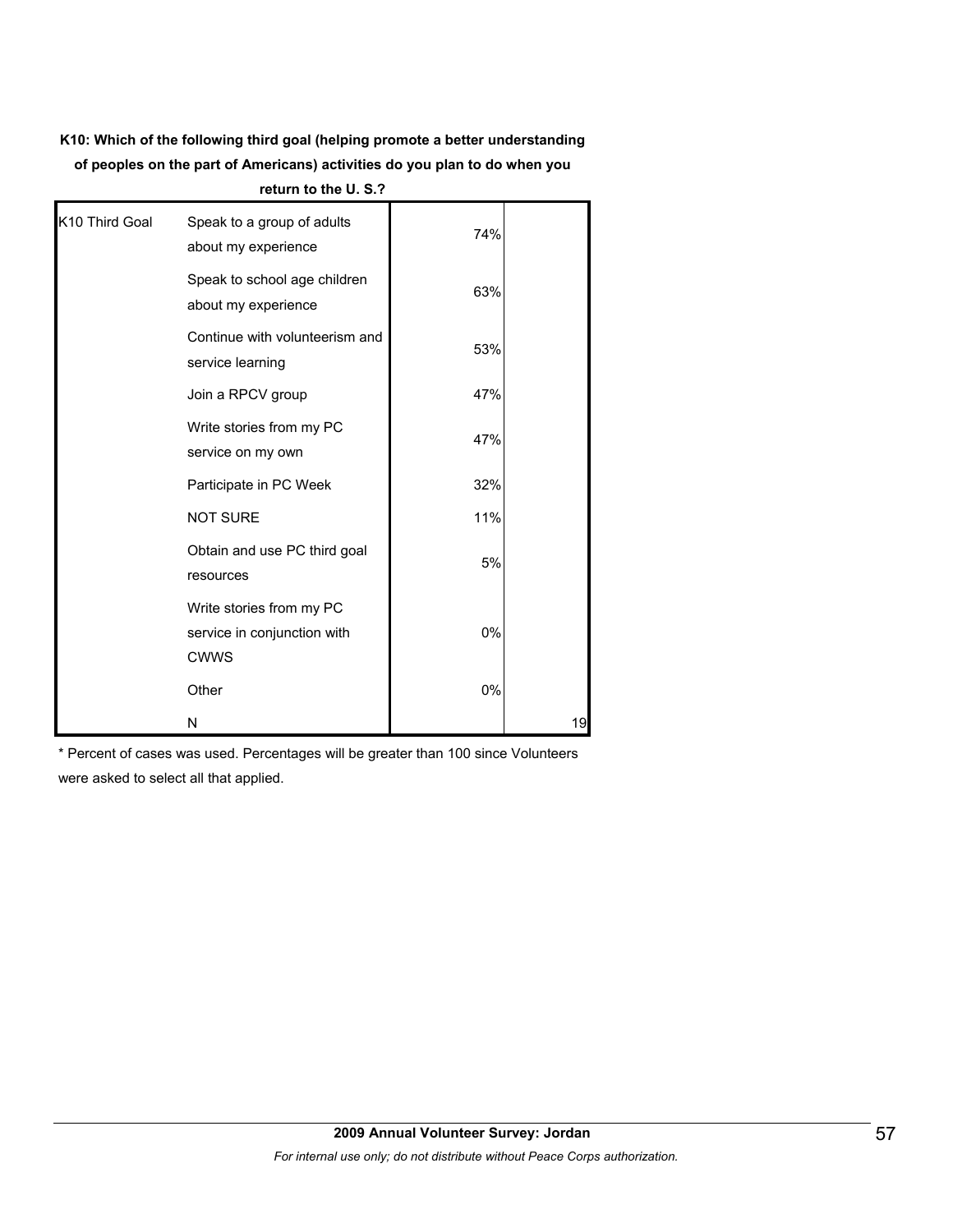**K10: Which of the following third goal (helping promote a better understanding of peoples on the part of Americans) activities do you plan to do when you return to the U. S.?**

| | | | |
|---|---|---|---|
| K10 Third Goal | Speak to a group of adults about my experience | 74% | |
| | Speak to school age children about my experience | 63% | |
| | Continue with volunteerism and service learning | 53% | |
| | Join a RPCV group | 47% | |
| | Write stories from my PC service on my own | 47% | |
| | Participate in PC Week | 32% | |
| | NOT SURE | 11% | |
| | Obtain and use PC third goal resources | 5% | |
| | Write stories from my PC service in conjunction with CWWS | 0% | |
| | Other | 0% | |
| | N | | 19 |

* Percent of cases was used. Percentages will be greater than 100 since Volunteers were asked to select all that applied.